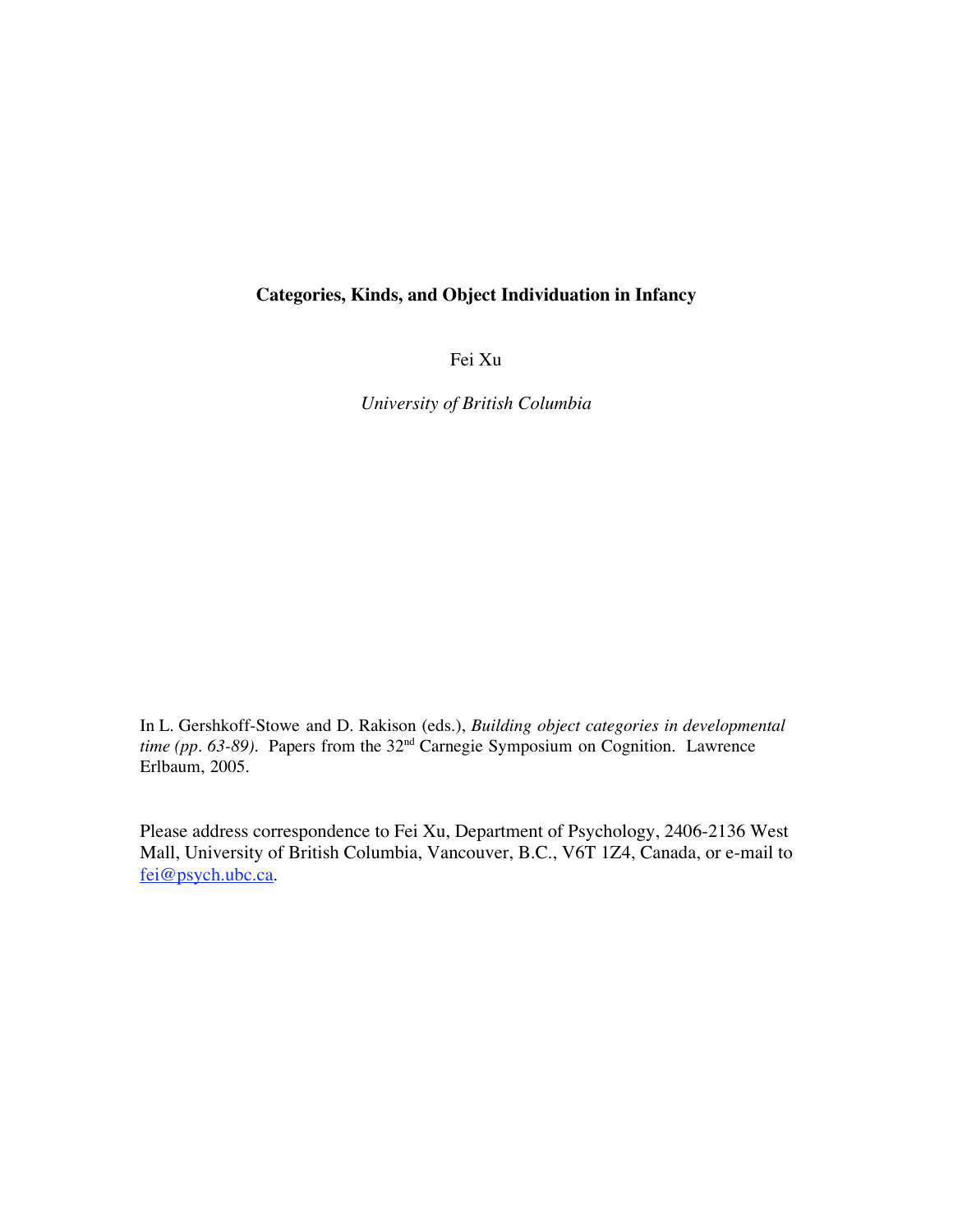# Categories, Kinds, and Object Individuation in Infancy

Fei Xu

*University of British Columbia*

In L. Gershkoff-Stowe and D. Rakison (eds.), *Building object categories in developmental time (pp. 63-89).* Papers from the 32nd Carnegie Symposium on Cognition. Lawrence Erlbaum, 2005.

Please address correspondence to Fei Xu, Department of Psychology, 2406-2136 West Mall, University of British Columbia, Vancouver, B.C., V6T 1Z4, Canada, or e-mail to fei@psych.ubc.ca.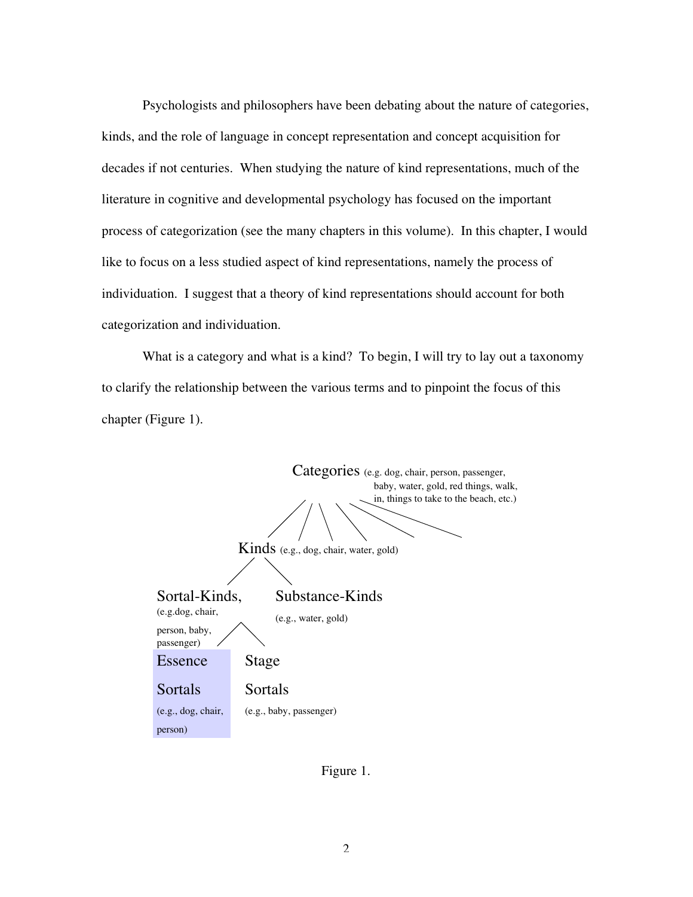Psychologists and philosophers have been debating about the nature of categories, kinds, and the role of language in concept representation and concept acquisition for decades if not centuries. When studying the nature of kind representations, much of the literature in cognitive and developmental psychology has focused on the important process of categorization (see the many chapters in this volume). In this chapter, I would like to focus on a less studied aspect of kind representations, namely the process of individuation. I suggest that a theory of kind representations should account for both categorization and individuation.

What is a category and what is a kind? To begin, I will try to lay out a taxonomy to clarify the relationship between the various terms and to pinpoint the focus of this chapter (Figure 1).

Categories (e.g. dog, chair, person, passenger, baby, water, gold, red things, walk, in, things to take to the beach, etc.)

Kinds (e.g., dog, chair, water, gold)

Sortal-Kinds, (e.g.dog, chair, person, baby, passenger)

Substance-Kinds (e.g., water, gold)

Essence Sortals (e.g., dog, chair, person)

Stage Sortals (e.g., baby, passenger)

Figure 1.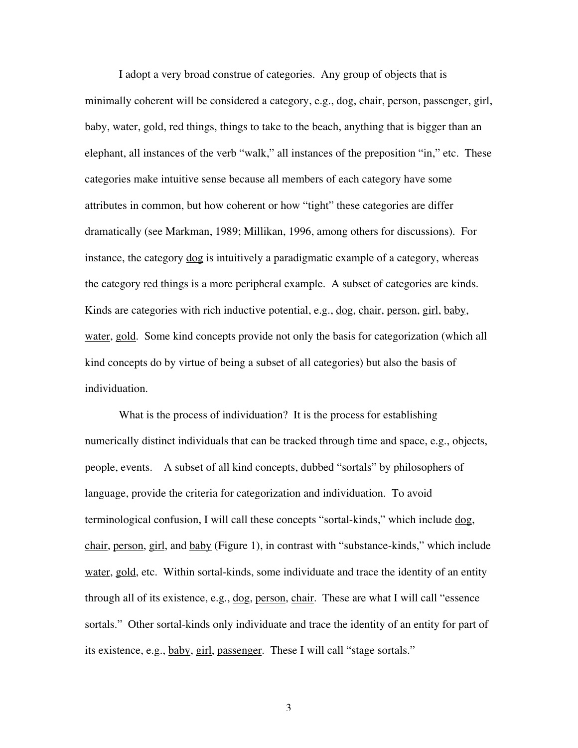I adopt a very broad construe of categories. Any group of objects that is minimally coherent will be considered a category, e.g., dog, chair, person, passenger, girl, baby, water, gold, red things, things to take to the beach, anything that is bigger than an elephant, all instances of the verb "walk," all instances of the preposition "in," etc. These categories make intuitive sense because all members of each category have some attributes in common, but how coherent or how "tight" these categories are differ dramatically (see Markman, 1989; Millikan, 1996, among others for discussions). For instance, the category <u>dog</u> is intuitively a paradigmatic example of a category, whereas the category <u>red things</u> is a more peripheral example. A subset of categories are kinds. Kinds are categories with rich inductive potential, e.g., <u>dog</u>, <u>chair</u>, <u>person</u>, <u>girl</u>, <u>baby</u>, <u>water</u>, <u>gold</u>. Some kind concepts provide not only the basis for categorization (which all kind concepts do by virtue of being a subset of all categories) but also the basis of individuation.

What is the process of individuation? It is the process for establishing numerically distinct individuals that can be tracked through time and space, e.g., objects, people, events. A subset of all kind concepts, dubbed "sortals" by philosophers of language, provide the criteria for categorization and individuation. To avoid terminological confusion, I will call these concepts "sortal-kinds," which include <u>dog</u>, <u>chair</u>, <u>person</u>, <u>girl</u>, and <u>baby</u> (Figure 1), in contrast with "substance-kinds," which include <u>water</u>, <u>gold</u>, etc. Within sortal-kinds, some individuate and trace the identity of an entity through all of its existence, e.g., <u>dog</u>, <u>person</u>, <u>chair</u>. These are what I will call "essence sortals." Other sortal-kinds only individuate and trace the identity of an entity for part of its existence, e.g., <u>baby</u>, <u>girl</u>, <u>passenger</u>. These I will call "stage sortals."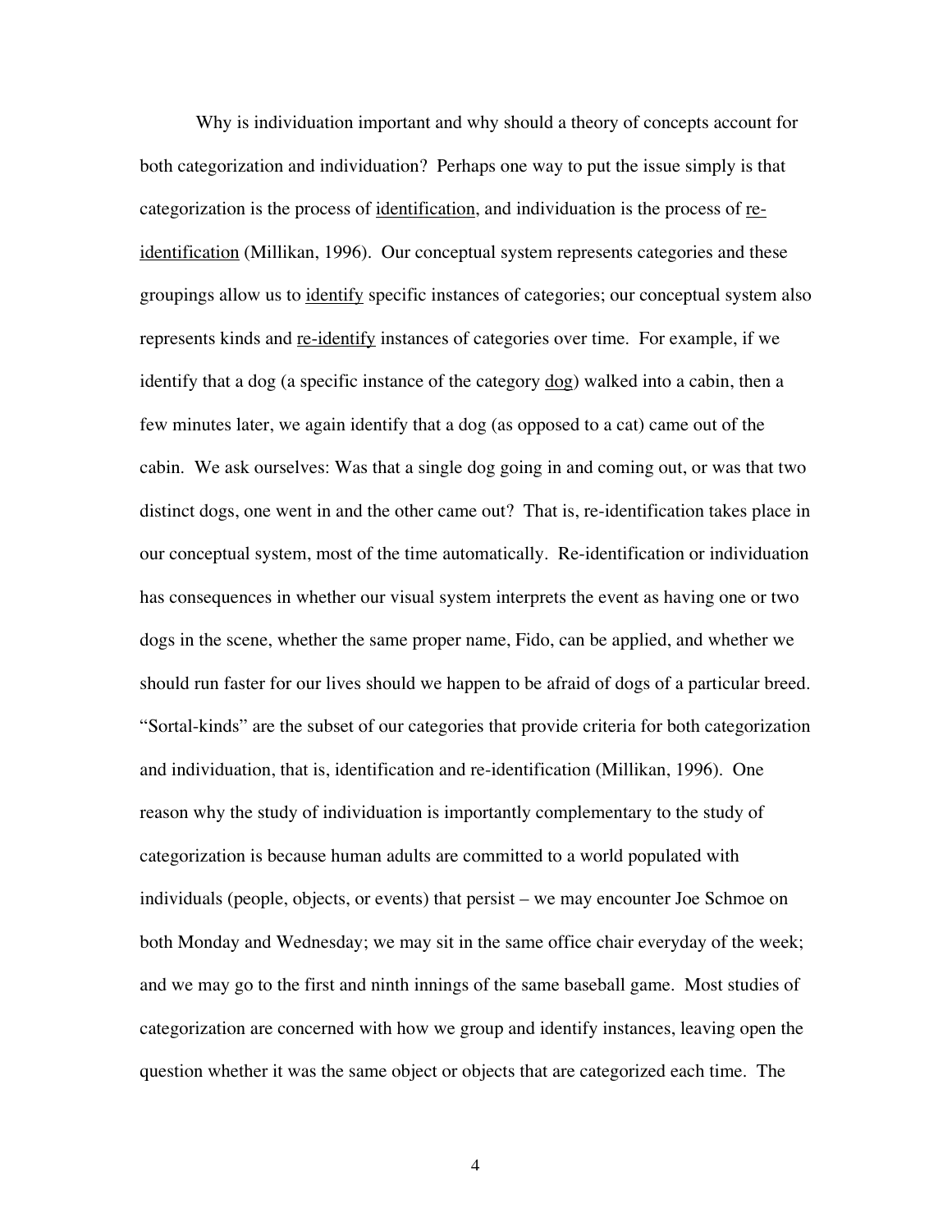Why is individuation important and why should a theory of concepts account for both categorization and individuation? Perhaps one way to put the issue simply is that categorization is the process of <u>identification</u>, and individuation is the process of <u>re-identification</u> (Millikan, 1996). Our conceptual system represents categories and these groupings allow us to <u>identify</u> specific instances of categories; our conceptual system also represents kinds and <u>re-identify</u> instances of categories over time. For example, if we identify that a dog (a specific instance of the category <u>dog</u>) walked into a cabin, then a few minutes later, we again identify that a dog (as opposed to a cat) came out of the cabin. We ask ourselves: Was that a single dog going in and coming out, or was that two distinct dogs, one went in and the other came out? That is, re-identification takes place in our conceptual system, most of the time automatically. Re-identification or individuation has consequences in whether our visual system interprets the event as having one or two dogs in the scene, whether the same proper name, Fido, can be applied, and whether we should run faster for our lives should we happen to be afraid of dogs of a particular breed. "Sortal-kinds" are the subset of our categories that provide criteria for both categorization and individuation, that is, identification and re-identification (Millikan, 1996). One reason why the study of individuation is importantly complementary to the study of categorization is because human adults are committed to a world populated with individuals (people, objects, or events) that persist – we may encounter Joe Schmoe on both Monday and Wednesday; we may sit in the same office chair everyday of the week; and we may go to the first and ninth innings of the same baseball game. Most studies of categorization are concerned with how we group and identify instances, leaving open the question whether it was the same object or objects that are categorized each time. The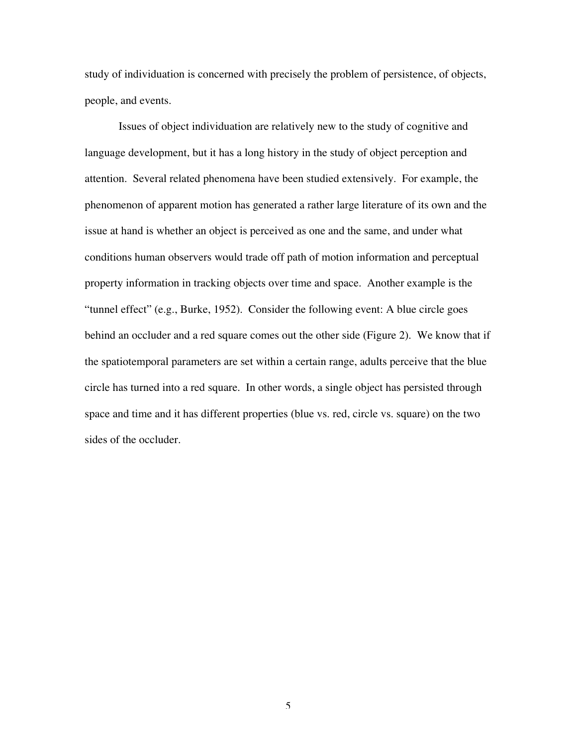study of individuation is concerned with precisely the problem of persistence, of objects, people, and events.

Issues of object individuation are relatively new to the study of cognitive and language development, but it has a long history in the study of object perception and attention. Several related phenomena have been studied extensively. For example, the phenomenon of apparent motion has generated a rather large literature of its own and the issue at hand is whether an object is perceived as one and the same, and under what conditions human observers would trade off path of motion information and perceptual property information in tracking objects over time and space. Another example is the "tunnel effect" (e.g., Burke, 1952). Consider the following event: A blue circle goes behind an occluder and a red square comes out the other side (Figure 2). We know that if the spatiotemporal parameters are set within a certain range, adults perceive that the blue circle has turned into a red square. In other words, a single object has persisted through space and time and it has different properties (blue vs. red, circle vs. square) on the two sides of the occluder.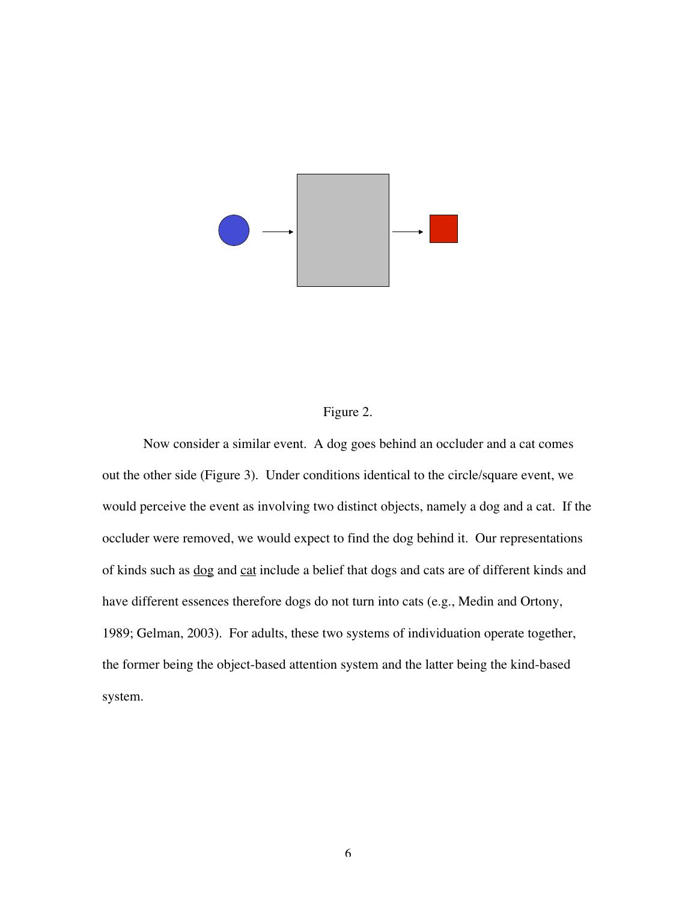Figure 2.

Now consider a similar event. A dog goes behind an occluder and a cat comes out the other side (Figure 3). Under conditions identical to the circle/square event, we would perceive the event as involving two distinct objects, namely a dog and a cat. If the occluder were removed, we would expect to find the dog behind it. Our representations of kinds such as <u>dog</u> and <u>cat</u> include a belief that dogs and cats are of different kinds and have different essences therefore dogs do not turn into cats (e.g., Medin and Ortony, 1989; Gelman, 2003). For adults, these two systems of individuation operate together, the former being the object-based attention system and the latter being the kind-based system.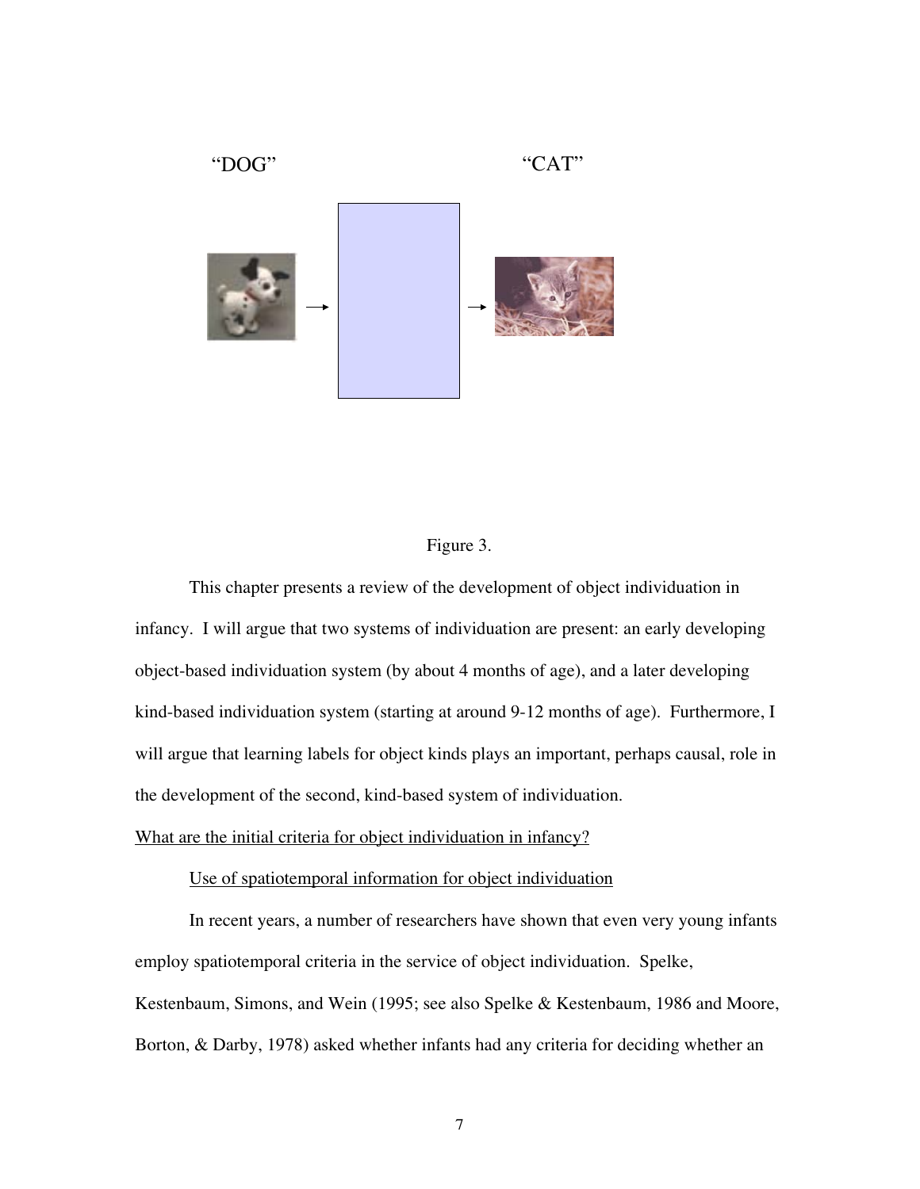"DOG" "CAT"

Figure 3.

This chapter presents a review of the development of object individuation in infancy. I will argue that two systems of individuation are present: an early developing object-based individuation system (by about 4 months of age), and a later developing kind-based individuation system (starting at around 9-12 months of age). Furthermore, I will argue that learning labels for object kinds plays an important, perhaps causal, role in the development of the second, kind-based system of individuation.

## What are the initial criteria for object individuation in infancy?

### Use of spatiotemporal information for object individuation

In recent years, a number of researchers have shown that even very young infants employ spatiotemporal criteria in the service of object individuation. Spelke, Kestenbaum, Simons, and Wein (1995; see also Spelke & Kestenbaum, 1986 and Moore, Borton, & Darby, 1978) asked whether infants had any criteria for deciding whether an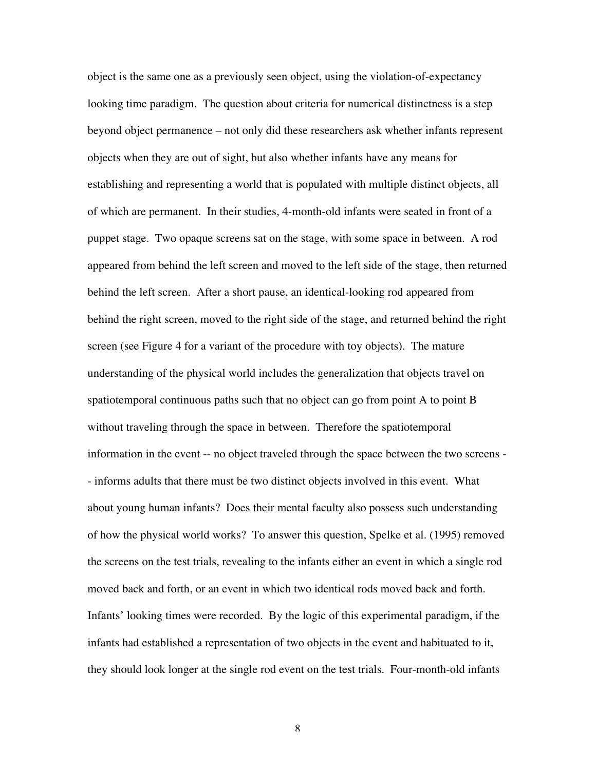object is the same one as a previously seen object, using the violation-of-expectancy looking time paradigm. The question about criteria for numerical distinctness is a step beyond object permanence – not only did these researchers ask whether infants represent objects when they are out of sight, but also whether infants have any means for establishing and representing a world that is populated with multiple distinct objects, all of which are permanent. In their studies, 4-month-old infants were seated in front of a puppet stage. Two opaque screens sat on the stage, with some space in between. A rod appeared from behind the left screen and moved to the left side of the stage, then returned behind the left screen. After a short pause, an identical-looking rod appeared from behind the right screen, moved to the right side of the stage, and returned behind the right screen (see Figure 4 for a variant of the procedure with toy objects). The mature understanding of the physical world includes the generalization that objects travel on spatiotemporal continuous paths such that no object can go from point A to point B without traveling through the space in between. Therefore the spatiotemporal information in the event -- no object traveled through the space between the two screens -- informs adults that there must be two distinct objects involved in this event. What about young human infants? Does their mental faculty also possess such understanding of how the physical world works? To answer this question, Spelke et al. (1995) removed the screens on the test trials, revealing to the infants either an event in which a single rod moved back and forth, or an event in which two identical rods moved back and forth. Infants' looking times were recorded. By the logic of this experimental paradigm, if the infants had established a representation of two objects in the event and habituated to it, they should look longer at the single rod event on the test trials. Four-month-old infants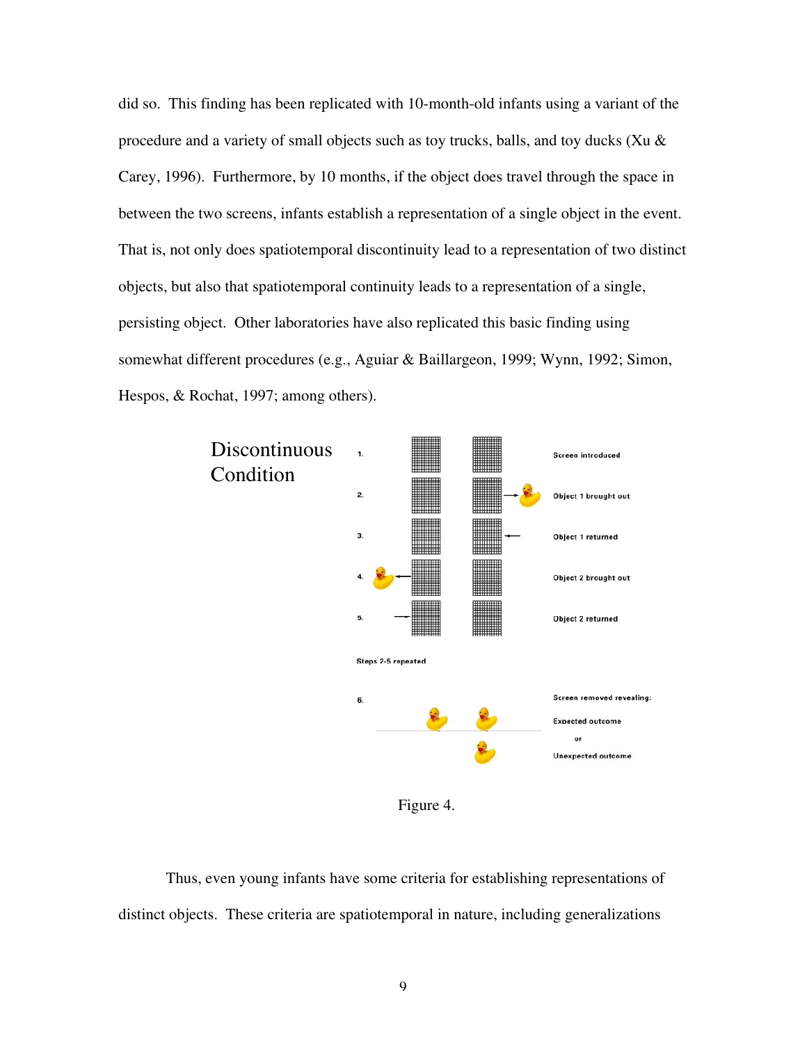did so. This finding has been replicated with 10-month-old infants using a variant of the procedure and a variety of small objects such as toy trucks, balls, and toy ducks (Xu & Carey, 1996). Furthermore, by 10 months, if the object does travel through the space in between the two screens, infants establish a representation of a single object in the event. That is, not only does spatiotemporal discontinuity lead to a representation of two distinct objects, but also that spatiotemporal continuity leads to a representation of a single, persisting object. Other laboratories have also replicated this basic finding using somewhat different procedures (e.g., Aguiar & Baillargeon, 1999; Wynn, 1992; Simon, Hespos, & Rochat, 1997; among others).

Discontinuous Condition

1. Screen introduced
2. Object 1 brought out
3. Object 1 returned
4. Object 2 brought out
5. Object 2 returned

Steps 2-5 repeated

6. Screen removed revealing:
Expected outcome
or
Unexpected outcome

Figure 4.

Thus, even young infants have some criteria for establishing representations of distinct objects. These criteria are spatiotemporal in nature, including generalizations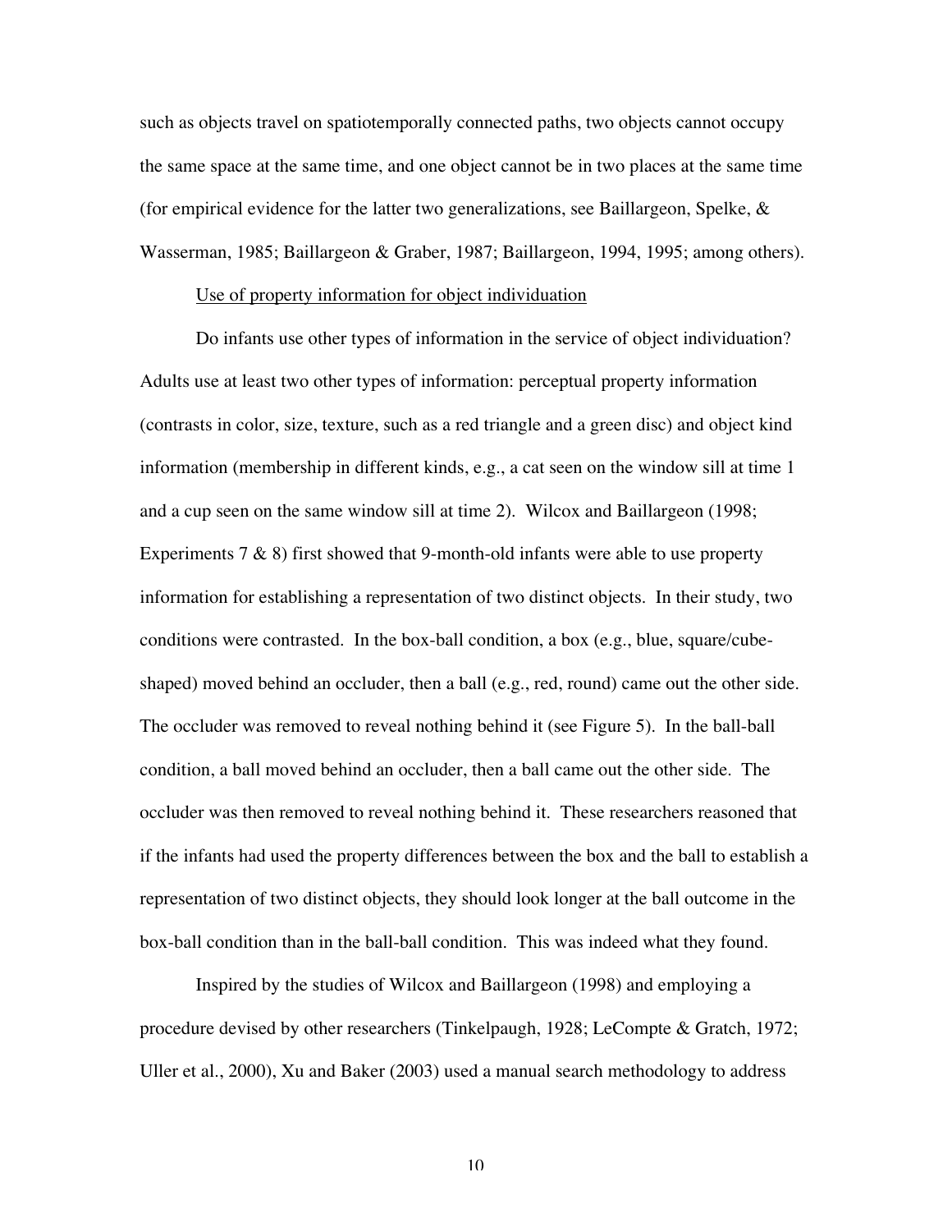such as objects travel on spatiotemporally connected paths, two objects cannot occupy the same space at the same time, and one object cannot be in two places at the same time (for empirical evidence for the latter two generalizations, see Baillargeon, Spelke, & Wasserman, 1985; Baillargeon & Graber, 1987; Baillargeon, 1994, 1995; among others).

<u>Use of property information for object individuation</u>

Do infants use other types of information in the service of object individuation? Adults use at least two other types of information: perceptual property information (contrasts in color, size, texture, such as a red triangle and a green disc) and object kind information (membership in different kinds, e.g., a cat seen on the window sill at time 1 and a cup seen on the same window sill at time 2). Wilcox and Baillargeon (1998; Experiments 7 & 8) first showed that 9-month-old infants were able to use property information for establishing a representation of two distinct objects. In their study, two conditions were contrasted. In the box-ball condition, a box (e.g., blue, square/cube-shaped) moved behind an occluder, then a ball (e.g., red, round) came out the other side. The occluder was removed to reveal nothing behind it (see Figure 5). In the ball-ball condition, a ball moved behind an occluder, then a ball came out the other side. The occluder was then removed to reveal nothing behind it. These researchers reasoned that if the infants had used the property differences between the box and the ball to establish a representation of two distinct objects, they should look longer at the ball outcome in the box-ball condition than in the ball-ball condition. This was indeed what they found.

Inspired by the studies of Wilcox and Baillargeon (1998) and employing a procedure devised by other researchers (Tinkelpaugh, 1928; LeCompte & Gratch, 1972; Uller et al., 2000), Xu and Baker (2003) used a manual search methodology to address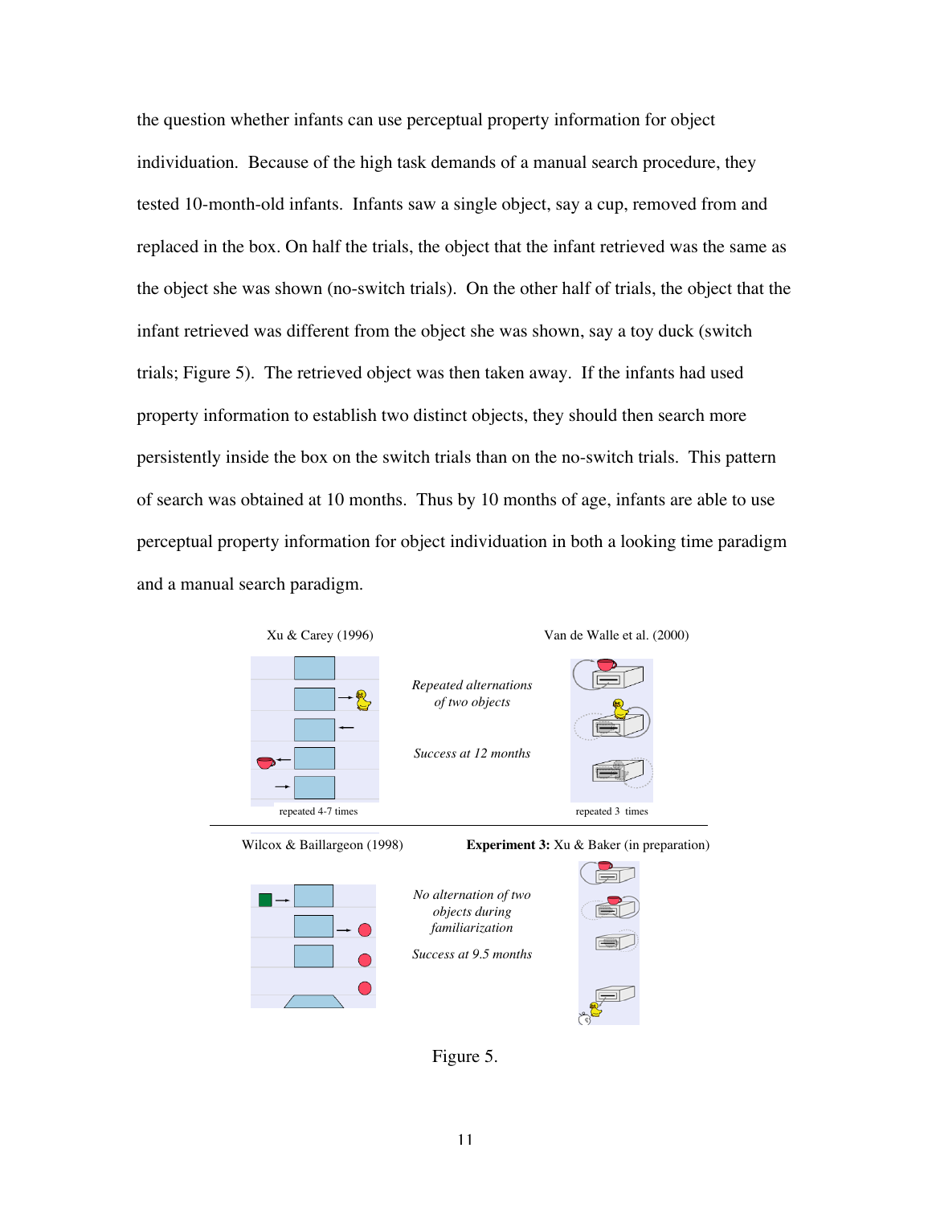the question whether infants can use perceptual property information for object individuation. Because of the high task demands of a manual search procedure, they tested 10-month-old infants. Infants saw a single object, say a cup, removed from and replaced in the box. On half the trials, the object that the infant retrieved was the same as the object she was shown (no-switch trials). On the other half of trials, the object that the infant retrieved was different from the object she was shown, say a toy duck (switch trials; Figure 5). The retrieved object was then taken away. If the infants had used property information to establish two distinct objects, they should then search more persistently inside the box on the switch trials than on the no-switch trials. This pattern of search was obtained at 10 months. Thus by 10 months of age, infants are able to use perceptual property information for object individuation in both a looking time paradigm and a manual search paradigm.

Xu & Carey (1996)

repeated 4-7 times

*Repeated alternations of two objects*

*Success at 12 months*

Van de Walle et al. (2000)

repeated 3 times

Wilcox & Baillargeon (1998)

*No alternation of two objects during familiarization*

*Success at 9.5 months*

**Experiment 3:** Xu & Baker (in preparation)

Figure 5.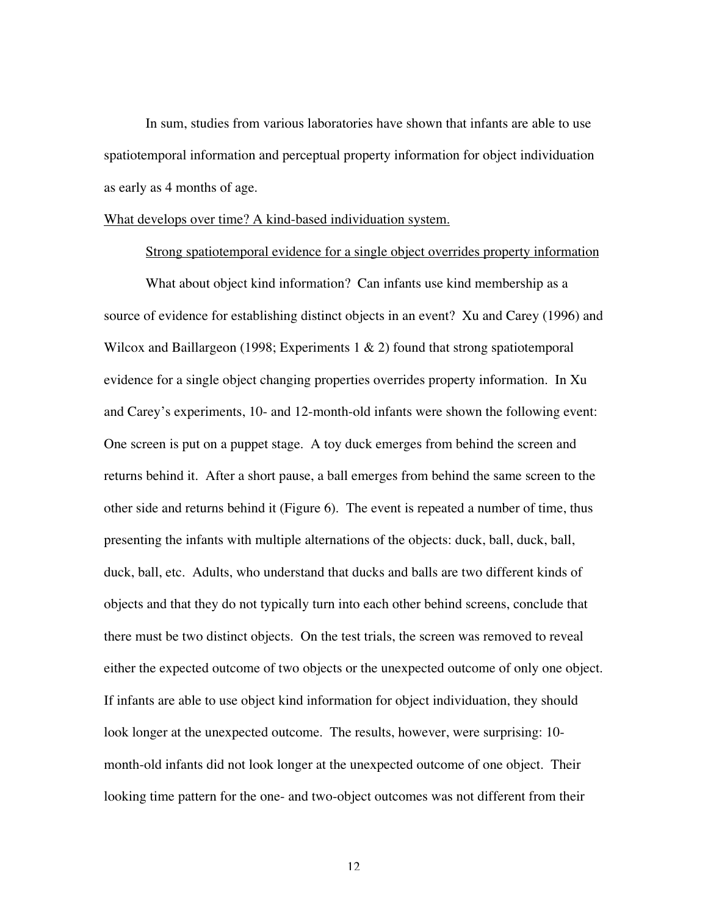In sum, studies from various laboratories have shown that infants are able to use spatiotemporal information and perceptual property information for object individuation as early as 4 months of age.

## What develops over time? A kind-based individuation system.

### Strong spatiotemporal evidence for a single object overrides property information

What about object kind information? Can infants use kind membership as a source of evidence for establishing distinct objects in an event? Xu and Carey (1996) and Wilcox and Baillargeon (1998; Experiments 1 & 2) found that strong spatiotemporal evidence for a single object changing properties overrides property information. In Xu and Carey's experiments, 10- and 12-month-old infants were shown the following event: One screen is put on a puppet stage. A toy duck emerges from behind the screen and returns behind it. After a short pause, a ball emerges from behind the same screen to the other side and returns behind it (Figure 6). The event is repeated a number of time, thus presenting the infants with multiple alternations of the objects: duck, ball, duck, ball, duck, ball, etc. Adults, who understand that ducks and balls are two different kinds of objects and that they do not typically turn into each other behind screens, conclude that there must be two distinct objects. On the test trials, the screen was removed to reveal either the expected outcome of two objects or the unexpected outcome of only one object. If infants are able to use object kind information for object individuation, they should look longer at the unexpected outcome. The results, however, were surprising: 10-month-old infants did not look longer at the unexpected outcome of one object. Their looking time pattern for the one- and two-object outcomes was not different from their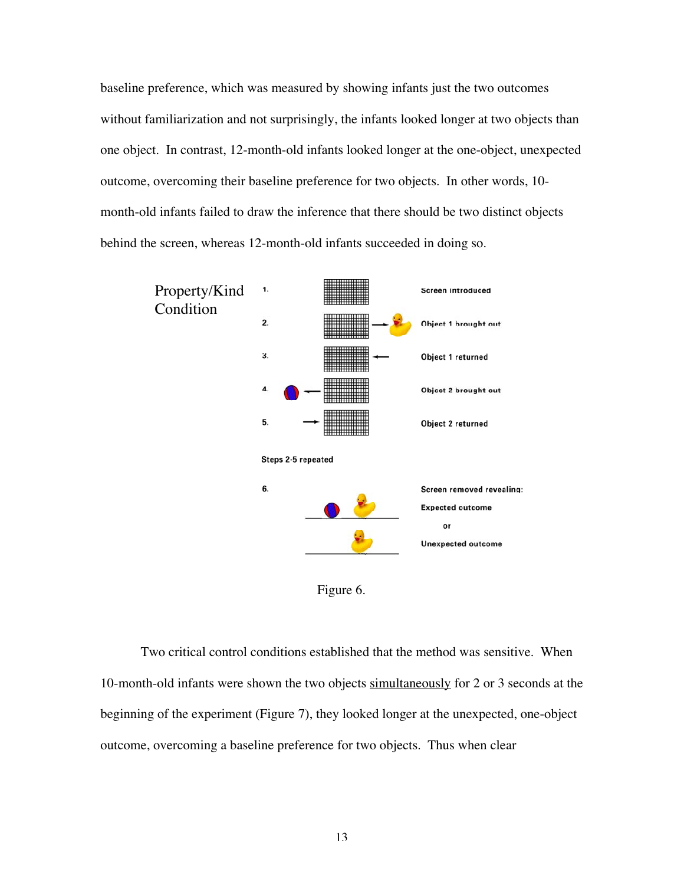baseline preference, which was measured by showing infants just the two outcomes without familiarization and not surprisingly, the infants looked longer at two objects than one object. In contrast, 12-month-old infants looked longer at the one-object, unexpected outcome, overcoming their baseline preference for two objects. In other words, 10-month-old infants failed to draw the inference that there should be two distinct objects behind the screen, whereas 12-month-old infants succeeded in doing so.

Property/Kind Condition

1. Screen introduced
2. Object 1 brought out
3. Object 1 returned
4. Object 2 brought out
5. Object 2 returned

Steps 2-5 repeated

6. Screen removed revealing:
Expected outcome
or
Unexpected outcome

Figure 6.

Two critical control conditions established that the method was sensitive. When 10-month-old infants were shown the two objects simultaneously for 2 or 3 seconds at the beginning of the experiment (Figure 7), they looked longer at the unexpected, one-object outcome, overcoming a baseline preference for two objects. Thus when clear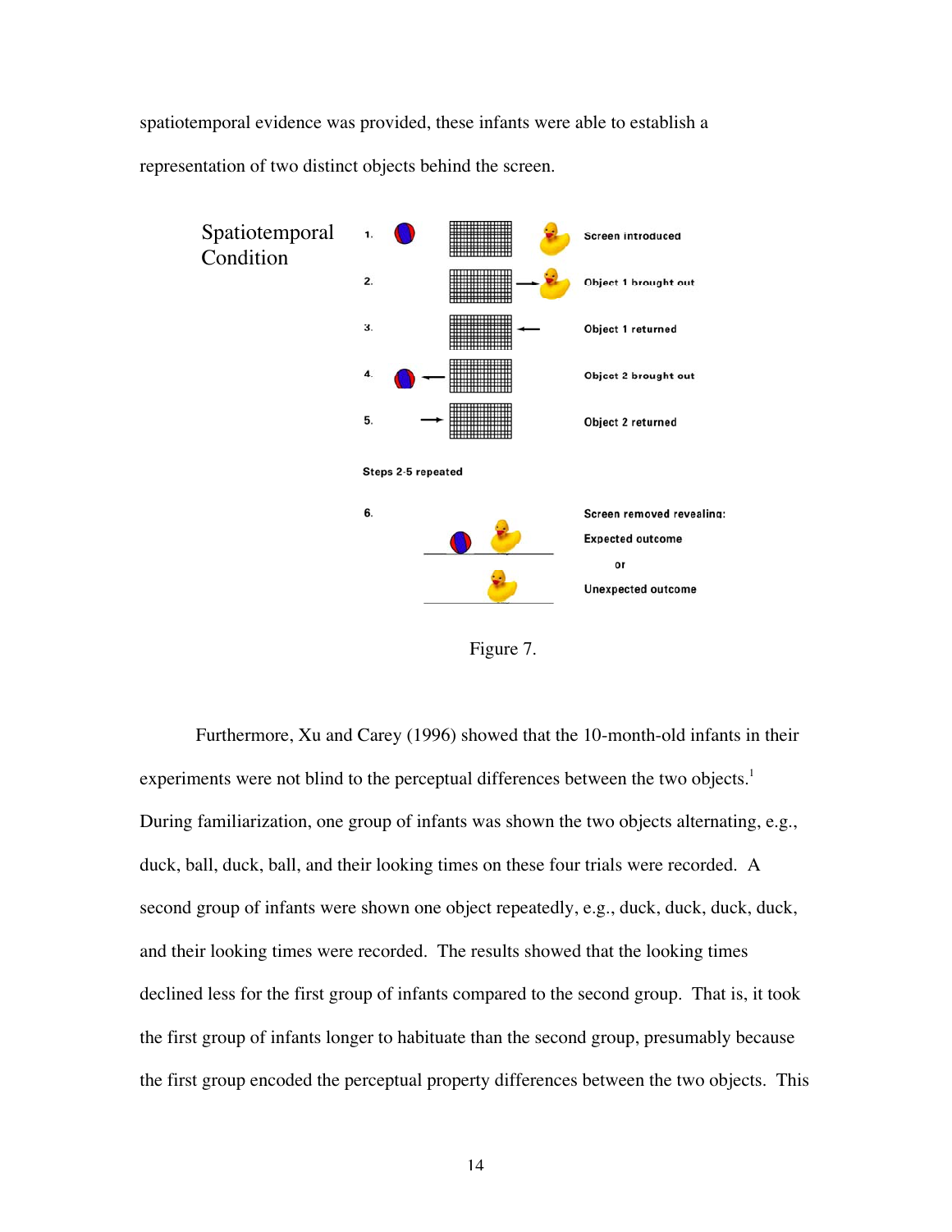spatiotemporal evidence was provided, these infants were able to establish a representation of two distinct objects behind the screen.

Spatiotemporal Condition

1. Screen introduced
2. Object 1 brought out
3. Object 1 returned
4. Object 2 brought out
5. Object 2 returned

Steps 2-5 repeated

6. Screen removed revealing:
   Expected outcome
   or
   Unexpected outcome

Figure 7.

Furthermore, Xu and Carey (1996) showed that the 10-month-old infants in their experiments were not blind to the perceptual differences between the two objects.[1] During familiarization, one group of infants was shown the two objects alternating, e.g., duck, ball, duck, ball, and their looking times on these four trials were recorded. A second group of infants were shown one object repeatedly, e.g., duck, duck, duck, duck, and their looking times were recorded. The results showed that the looking times declined less for the first group of infants compared to the second group. That is, it took the first group of infants longer to habituate than the second group, presumably because the first group encoded the perceptual property differences between the two objects. This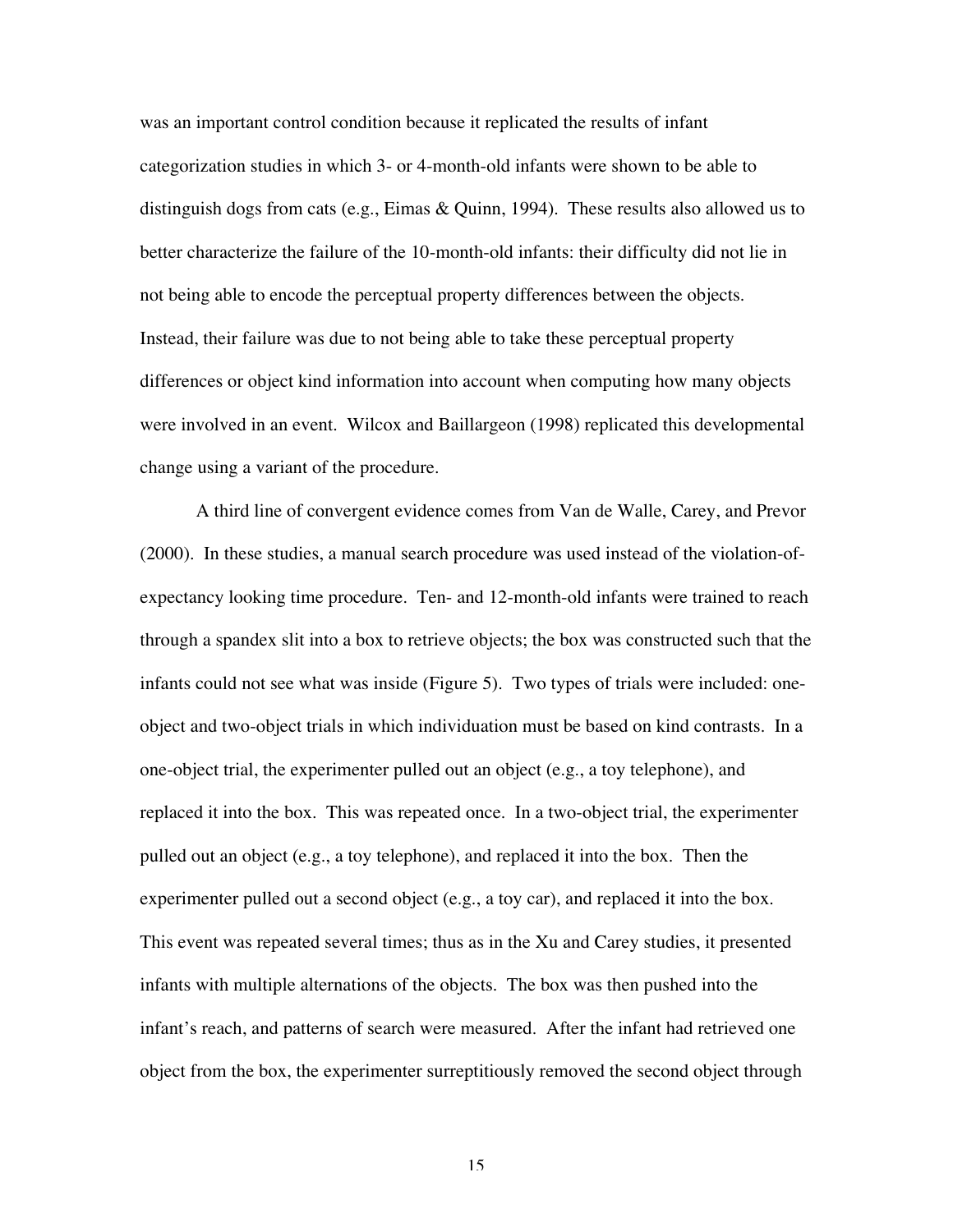was an important control condition because it replicated the results of infant categorization studies in which 3- or 4-month-old infants were shown to be able to distinguish dogs from cats (e.g., Eimas & Quinn, 1994). These results also allowed us to better characterize the failure of the 10-month-old infants: their difficulty did not lie in not being able to encode the perceptual property differences between the objects. Instead, their failure was due to not being able to take these perceptual property differences or object kind information into account when computing how many objects were involved in an event. Wilcox and Baillargeon (1998) replicated this developmental change using a variant of the procedure.

A third line of convergent evidence comes from Van de Walle, Carey, and Prevor (2000). In these studies, a manual search procedure was used instead of the violation-of-expectancy looking time procedure. Ten- and 12-month-old infants were trained to reach through a spandex slit into a box to retrieve objects; the box was constructed such that the infants could not see what was inside (Figure 5). Two types of trials were included: one-object and two-object trials in which individuation must be based on kind contrasts. In a one-object trial, the experimenter pulled out an object (e.g., a toy telephone), and replaced it into the box. This was repeated once. In a two-object trial, the experimenter pulled out an object (e.g., a toy telephone), and replaced it into the box. Then the experimenter pulled out a second object (e.g., a toy car), and replaced it into the box. This event was repeated several times; thus as in the Xu and Carey studies, it presented infants with multiple alternations of the objects. The box was then pushed into the infant's reach, and patterns of search were measured. After the infant had retrieved one object from the box, the experimenter surreptitiously removed the second object through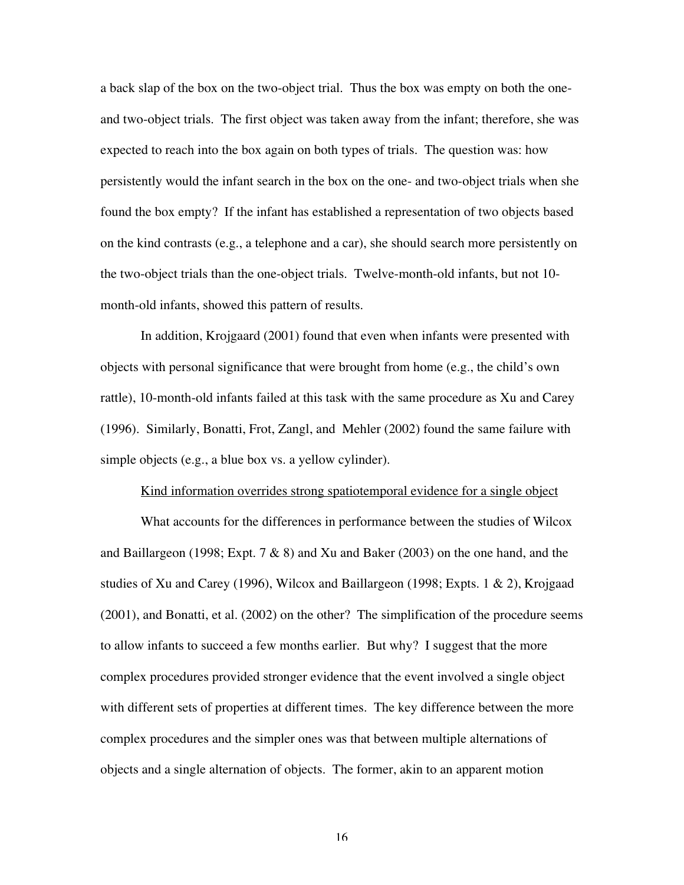a back slap of the box on the two-object trial. Thus the box was empty on both the one- and two-object trials. The first object was taken away from the infant; therefore, she was expected to reach into the box again on both types of trials. The question was: how persistently would the infant search in the box on the one- and two-object trials when she found the box empty? If the infant has established a representation of two objects based on the kind contrasts (e.g., a telephone and a car), she should search more persistently on the two-object trials than the one-object trials. Twelve-month-old infants, but not 10-month-old infants, showed this pattern of results.

In addition, Krojgaard (2001) found that even when infants were presented with objects with personal significance that were brought from home (e.g., the child's own rattle), 10-month-old infants failed at this task with the same procedure as Xu and Carey (1996). Similarly, Bonatti, Frot, Zangl, and Mehler (2002) found the same failure with simple objects (e.g., a blue box vs. a yellow cylinder).

<u>Kind information overrides strong spatiotemporal evidence for a single object</u>

What accounts for the differences in performance between the studies of Wilcox and Baillargeon (1998; Expt. 7 & 8) and Xu and Baker (2003) on the one hand, and the studies of Xu and Carey (1996), Wilcox and Baillargeon (1998; Expts. 1 & 2), Krojgaad (2001), and Bonatti, et al. (2002) on the other? The simplification of the procedure seems to allow infants to succeed a few months earlier. But why? I suggest that the more complex procedures provided stronger evidence that the event involved a single object with different sets of properties at different times. The key difference between the more complex procedures and the simpler ones was that between multiple alternations of objects and a single alternation of objects. The former, akin to an apparent motion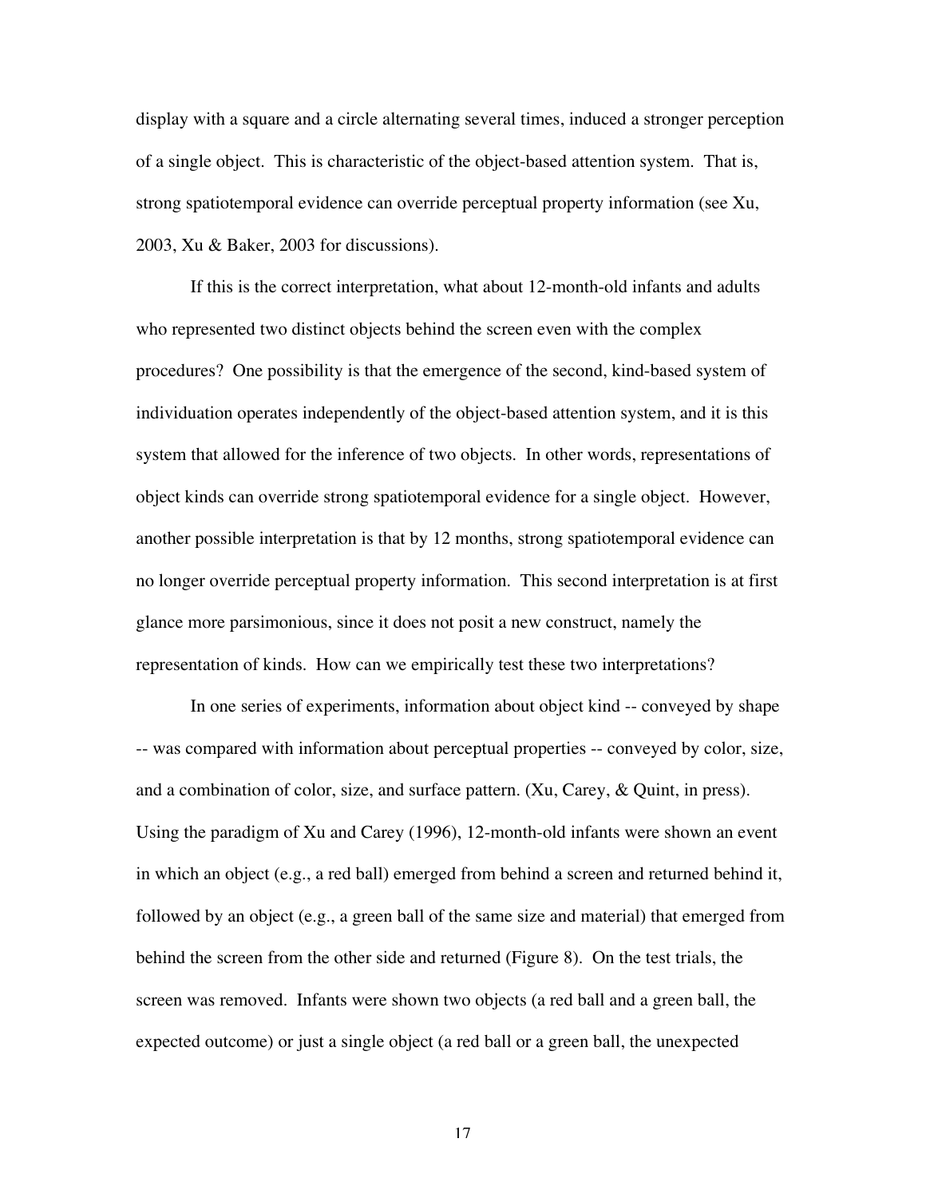display with a square and a circle alternating several times, induced a stronger perception of a single object. This is characteristic of the object-based attention system. That is, strong spatiotemporal evidence can override perceptual property information (see Xu, 2003, Xu & Baker, 2003 for discussions).

If this is the correct interpretation, what about 12-month-old infants and adults who represented two distinct objects behind the screen even with the complex procedures? One possibility is that the emergence of the second, kind-based system of individuation operates independently of the object-based attention system, and it is this system that allowed for the inference of two objects. In other words, representations of object kinds can override strong spatiotemporal evidence for a single object. However, another possible interpretation is that by 12 months, strong spatiotemporal evidence can no longer override perceptual property information. This second interpretation is at first glance more parsimonious, since it does not posit a new construct, namely the representation of kinds. How can we empirically test these two interpretations?

In one series of experiments, information about object kind -- conveyed by shape -- was compared with information about perceptual properties -- conveyed by color, size, and a combination of color, size, and surface pattern. (Xu, Carey, & Quint, in press). Using the paradigm of Xu and Carey (1996), 12-month-old infants were shown an event in which an object (e.g., a red ball) emerged from behind a screen and returned behind it, followed by an object (e.g., a green ball of the same size and material) that emerged from behind the screen from the other side and returned (Figure 8). On the test trials, the screen was removed. Infants were shown two objects (a red ball and a green ball, the expected outcome) or just a single object (a red ball or a green ball, the unexpected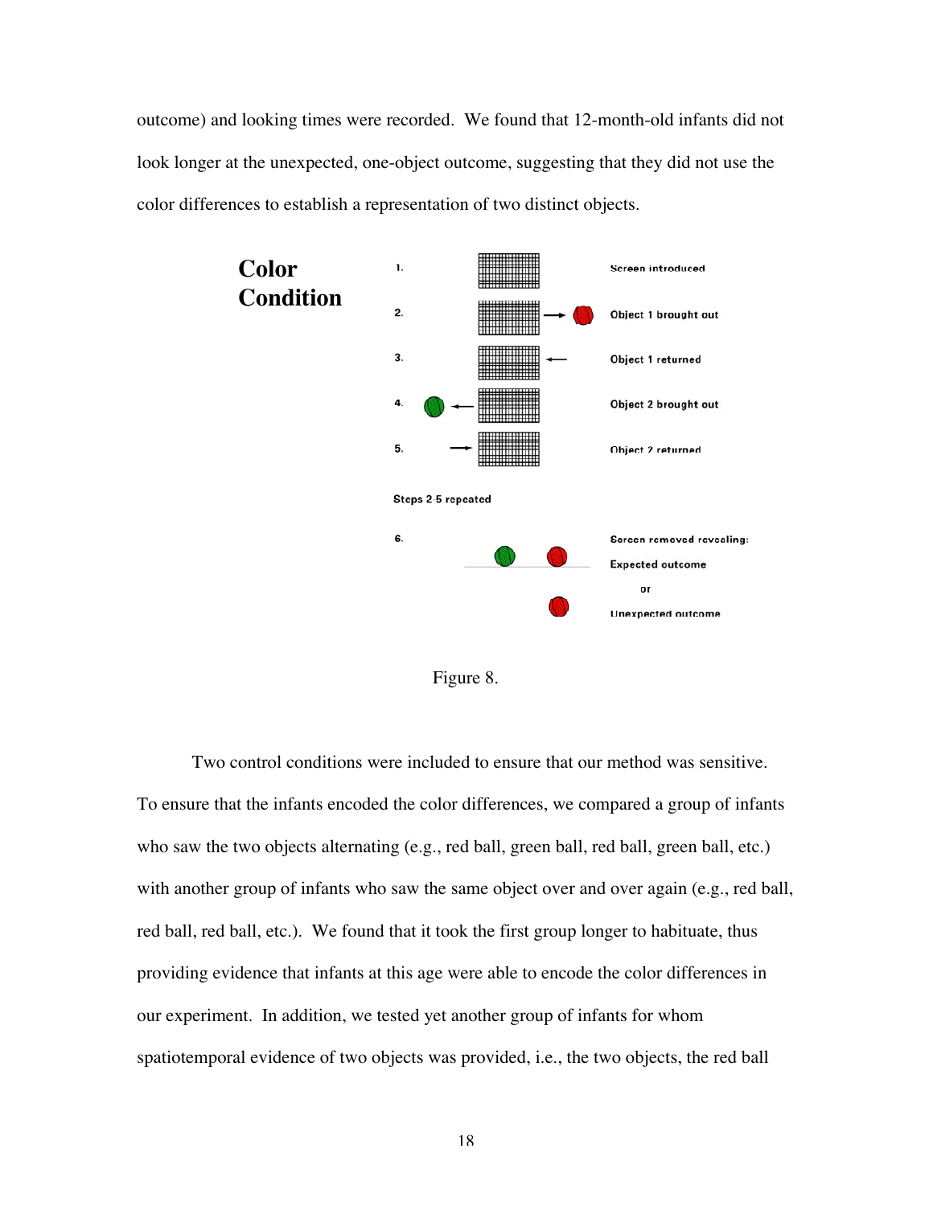outcome) and looking times were recorded. We found that 12-month-old infants did not look longer at the unexpected, one-object outcome, suggesting that they did not use the color differences to establish a representation of two distinct objects.

**Color Condition**

1. Screen introduced
2. Object 1 brought out
3. Object 1 returned
4. Object 2 brought out
5. Object 2 returned

Steps 2-5 repeated

6. Screen removed revealing:
   Expected outcome
   or
   Unexpected outcome

Figure 8.

Two control conditions were included to ensure that our method was sensitive. To ensure that the infants encoded the color differences, we compared a group of infants who saw the two objects alternating (e.g., red ball, green ball, red ball, green ball, etc.) with another group of infants who saw the same object over and over again (e.g., red ball, red ball, red ball, etc.). We found that it took the first group longer to habituate, thus providing evidence that infants at this age were able to encode the color differences in our experiment. In addition, we tested yet another group of infants for whom spatiotemporal evidence of two objects was provided, i.e., the two objects, the red ball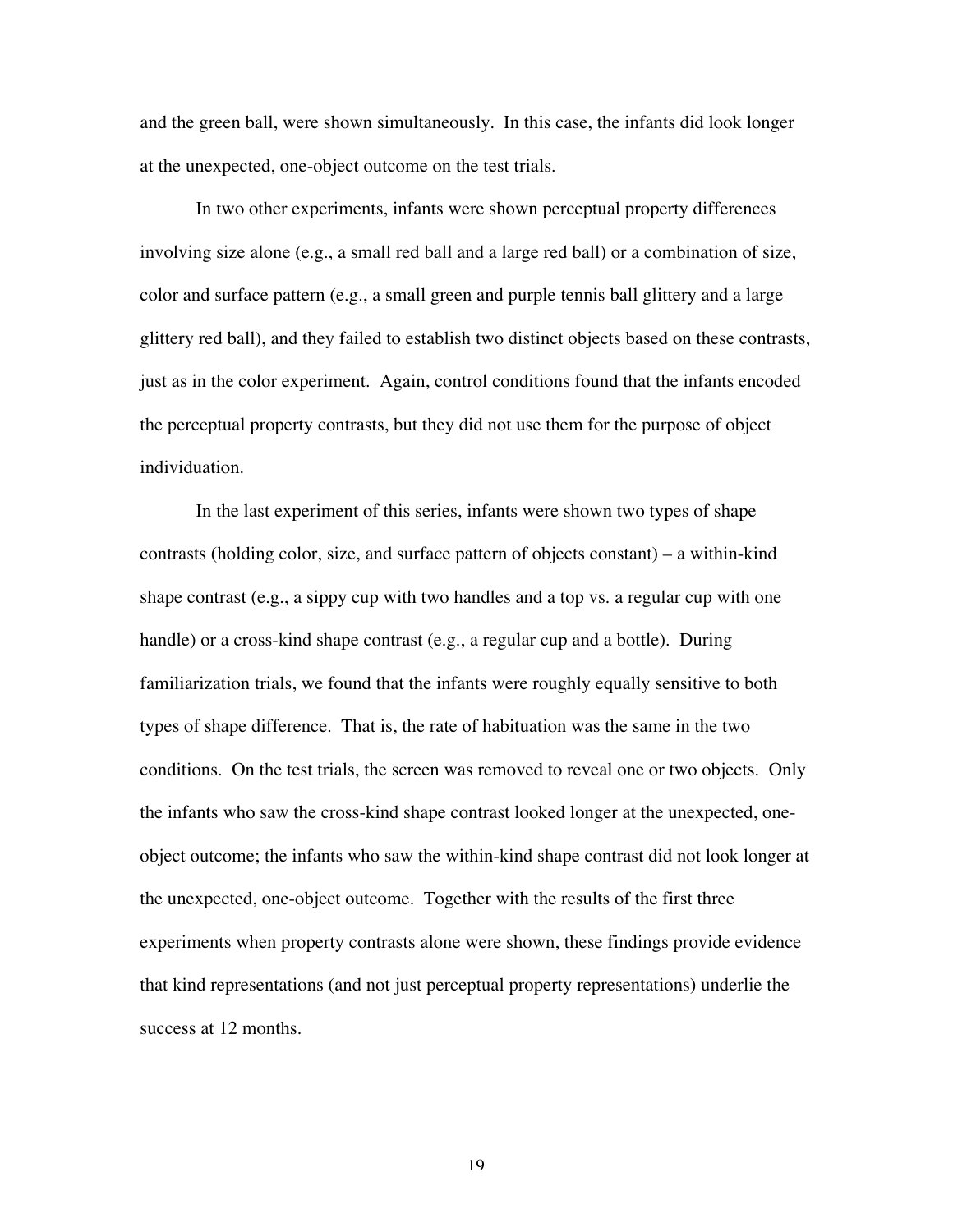and the green ball, were shown <u>simultaneously.</u> In this case, the infants did look longer at the unexpected, one-object outcome on the test trials.

In two other experiments, infants were shown perceptual property differences involving size alone (e.g., a small red ball and a large red ball) or a combination of size, color and surface pattern (e.g., a small green and purple tennis ball glittery and a large glittery red ball), and they failed to establish two distinct objects based on these contrasts, just as in the color experiment. Again, control conditions found that the infants encoded the perceptual property contrasts, but they did not use them for the purpose of object individuation.

In the last experiment of this series, infants were shown two types of shape contrasts (holding color, size, and surface pattern of objects constant) – a within-kind shape contrast (e.g., a sippy cup with two handles and a top vs. a regular cup with one handle) or a cross-kind shape contrast (e.g., a regular cup and a bottle). During familiarization trials, we found that the infants were roughly equally sensitive to both types of shape difference. That is, the rate of habituation was the same in the two conditions. On the test trials, the screen was removed to reveal one or two objects. Only the infants who saw the cross-kind shape contrast looked longer at the unexpected, one-object outcome; the infants who saw the within-kind shape contrast did not look longer at the unexpected, one-object outcome. Together with the results of the first three experiments when property contrasts alone were shown, these findings provide evidence that kind representations (and not just perceptual property representations) underlie the success at 12 months.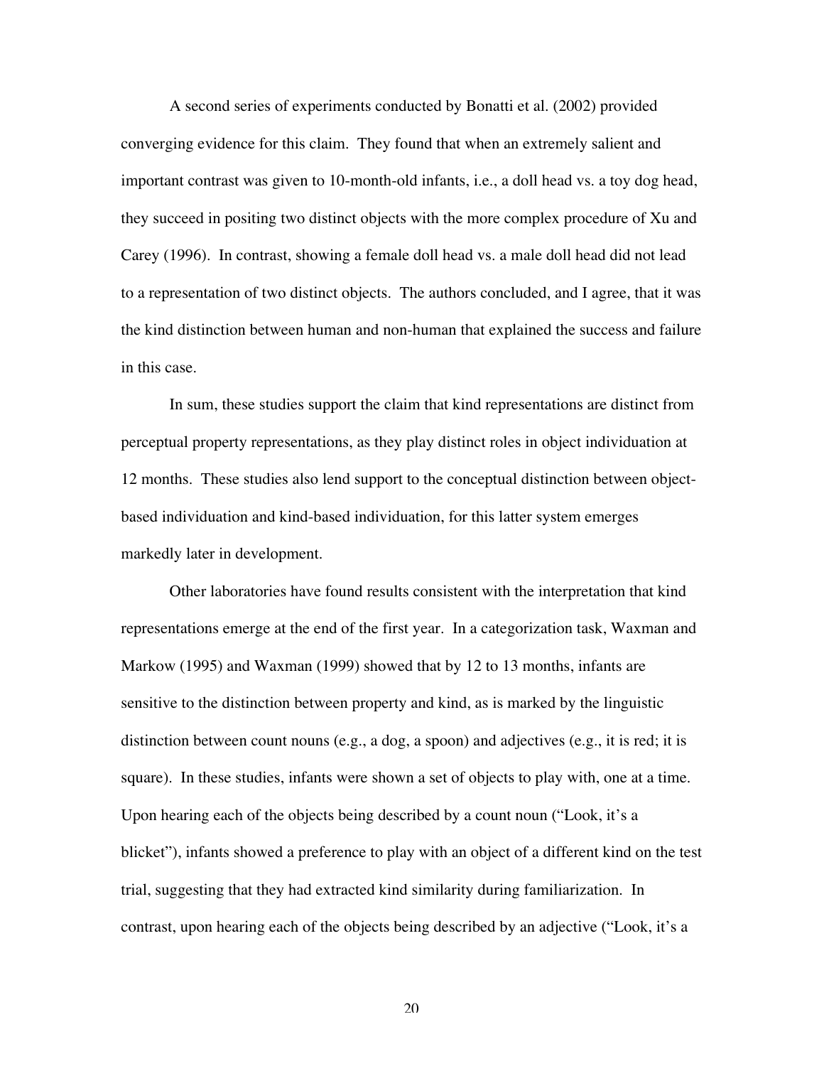A second series of experiments conducted by Bonatti et al. (2002) provided converging evidence for this claim. They found that when an extremely salient and important contrast was given to 10-month-old infants, i.e., a doll head vs. a toy dog head, they succeed in positing two distinct objects with the more complex procedure of Xu and Carey (1996). In contrast, showing a female doll head vs. a male doll head did not lead to a representation of two distinct objects. The authors concluded, and I agree, that it was the kind distinction between human and non-human that explained the success and failure in this case.

In sum, these studies support the claim that kind representations are distinct from perceptual property representations, as they play distinct roles in object individuation at 12 months. These studies also lend support to the conceptual distinction between object-based individuation and kind-based individuation, for this latter system emerges markedly later in development.

Other laboratories have found results consistent with the interpretation that kind representations emerge at the end of the first year. In a categorization task, Waxman and Markow (1995) and Waxman (1999) showed that by 12 to 13 months, infants are sensitive to the distinction between property and kind, as is marked by the linguistic distinction between count nouns (e.g., a dog, a spoon) and adjectives (e.g., it is red; it is square). In these studies, infants were shown a set of objects to play with, one at a time. Upon hearing each of the objects being described by a count noun ("Look, it's a blicket"), infants showed a preference to play with an object of a different kind on the test trial, suggesting that they had extracted kind similarity during familiarization. In contrast, upon hearing each of the objects being described by an adjective ("Look, it's a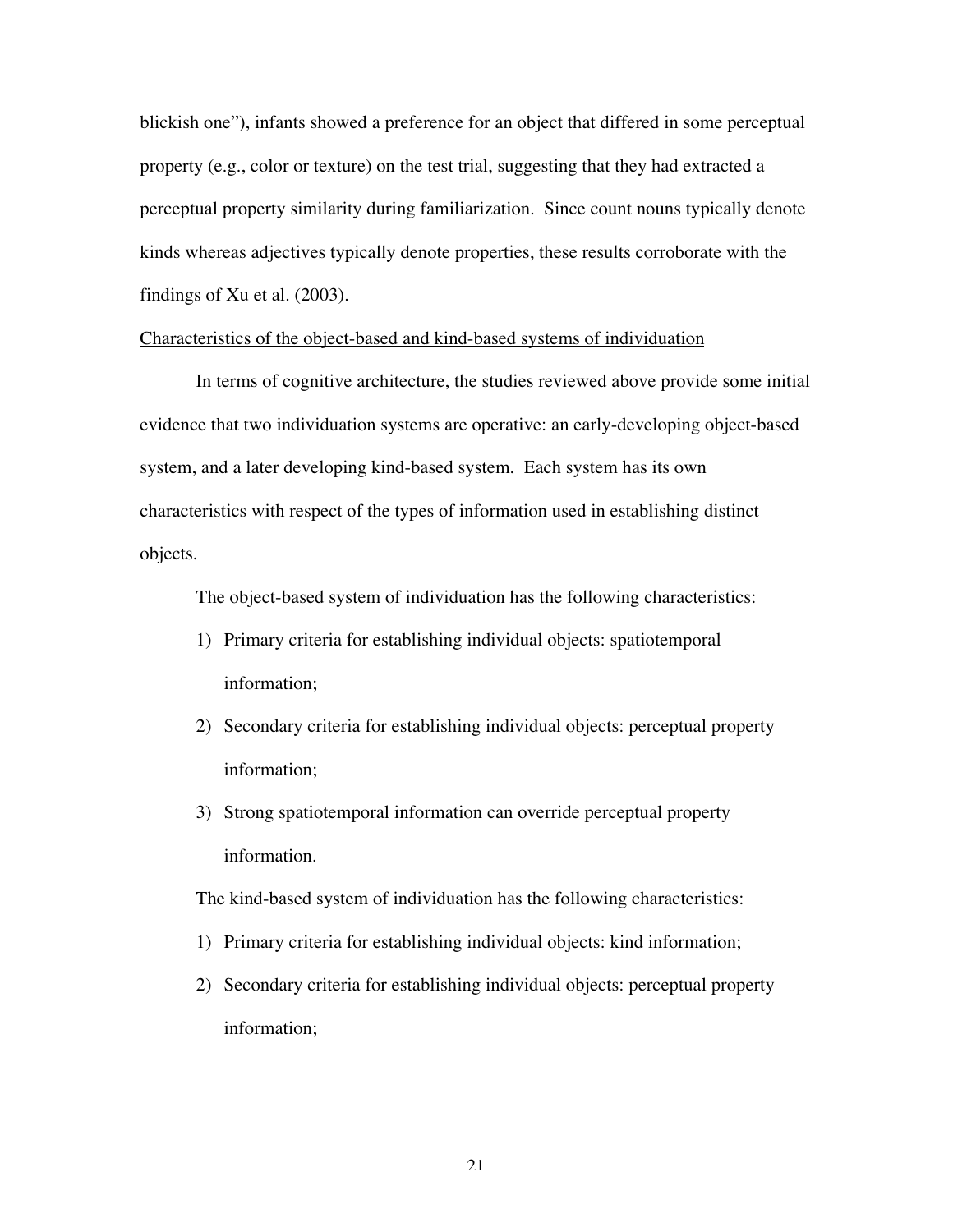blickish one"), infants showed a preference for an object that differed in some perceptual property (e.g., color or texture) on the test trial, suggesting that they had extracted a perceptual property similarity during familiarization. Since count nouns typically denote kinds whereas adjectives typically denote properties, these results corroborate with the findings of Xu et al. (2003).

<u>Characteristics of the object-based and kind-based systems of individuation</u>

In terms of cognitive architecture, the studies reviewed above provide some initial evidence that two individuation systems are operative: an early-developing object-based system, and a later developing kind-based system. Each system has its own characteristics with respect of the types of information used in establishing distinct objects.

The object-based system of individuation has the following characteristics:

1) Primary criteria for establishing individual objects: spatiotemporal information;
2) Secondary criteria for establishing individual objects: perceptual property information;
3) Strong spatiotemporal information can override perceptual property information.

The kind-based system of individuation has the following characteristics:

1) Primary criteria for establishing individual objects: kind information;
2) Secondary criteria for establishing individual objects: perceptual property information;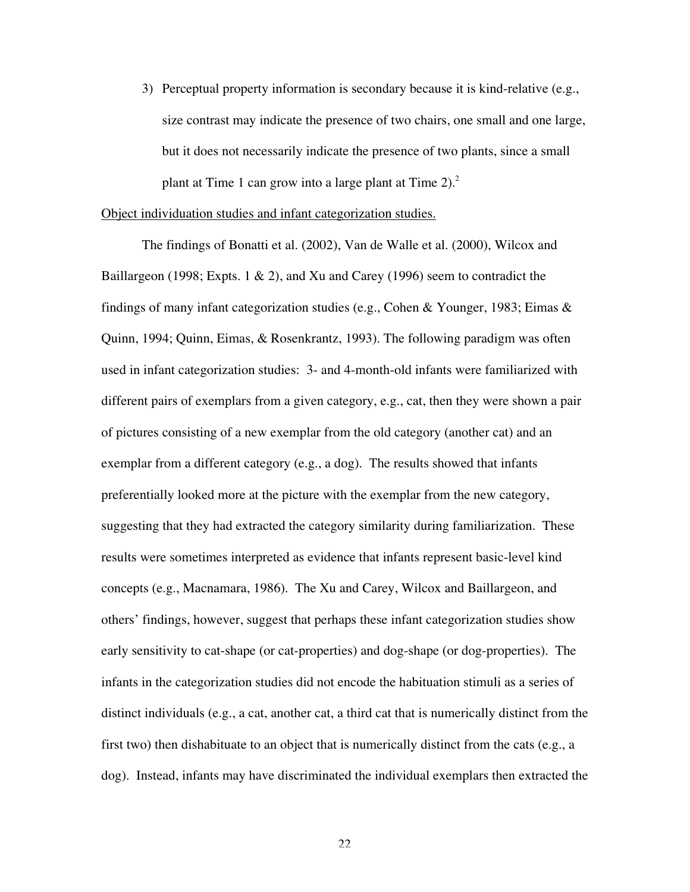3) Perceptual property information is secondary because it is kind-relative (e.g., size contrast may indicate the presence of two chairs, one small and one large, but it does not necessarily indicate the presence of two plants, since a small plant at Time 1 can grow into a large plant at Time 2).[2]

Object individuation studies and infant categorization studies.

The findings of Bonatti et al. (2002), Van de Walle et al. (2000), Wilcox and Baillargeon (1998; Expts. 1 & 2), and Xu and Carey (1996) seem to contradict the findings of many infant categorization studies (e.g., Cohen & Younger, 1983; Eimas & Quinn, 1994; Quinn, Eimas, & Rosenkrantz, 1993). The following paradigm was often used in infant categorization studies: 3- and 4-month-old infants were familiarized with different pairs of exemplars from a given category, e.g., cat, then they were shown a pair of pictures consisting of a new exemplar from the old category (another cat) and an exemplar from a different category (e.g., a dog). The results showed that infants preferentially looked more at the picture with the exemplar from the new category, suggesting that they had extracted the category similarity during familiarization. These results were sometimes interpreted as evidence that infants represent basic-level kind concepts (e.g., Macnamara, 1986). The Xu and Carey, Wilcox and Baillargeon, and others' findings, however, suggest that perhaps these infant categorization studies show early sensitivity to cat-shape (or cat-properties) and dog-shape (or dog-properties). The infants in the categorization studies did not encode the habituation stimuli as a series of distinct individuals (e.g., a cat, another cat, a third cat that is numerically distinct from the first two) then dishabituate to an object that is numerically distinct from the cats (e.g., a dog). Instead, infants may have discriminated the individual exemplars then extracted the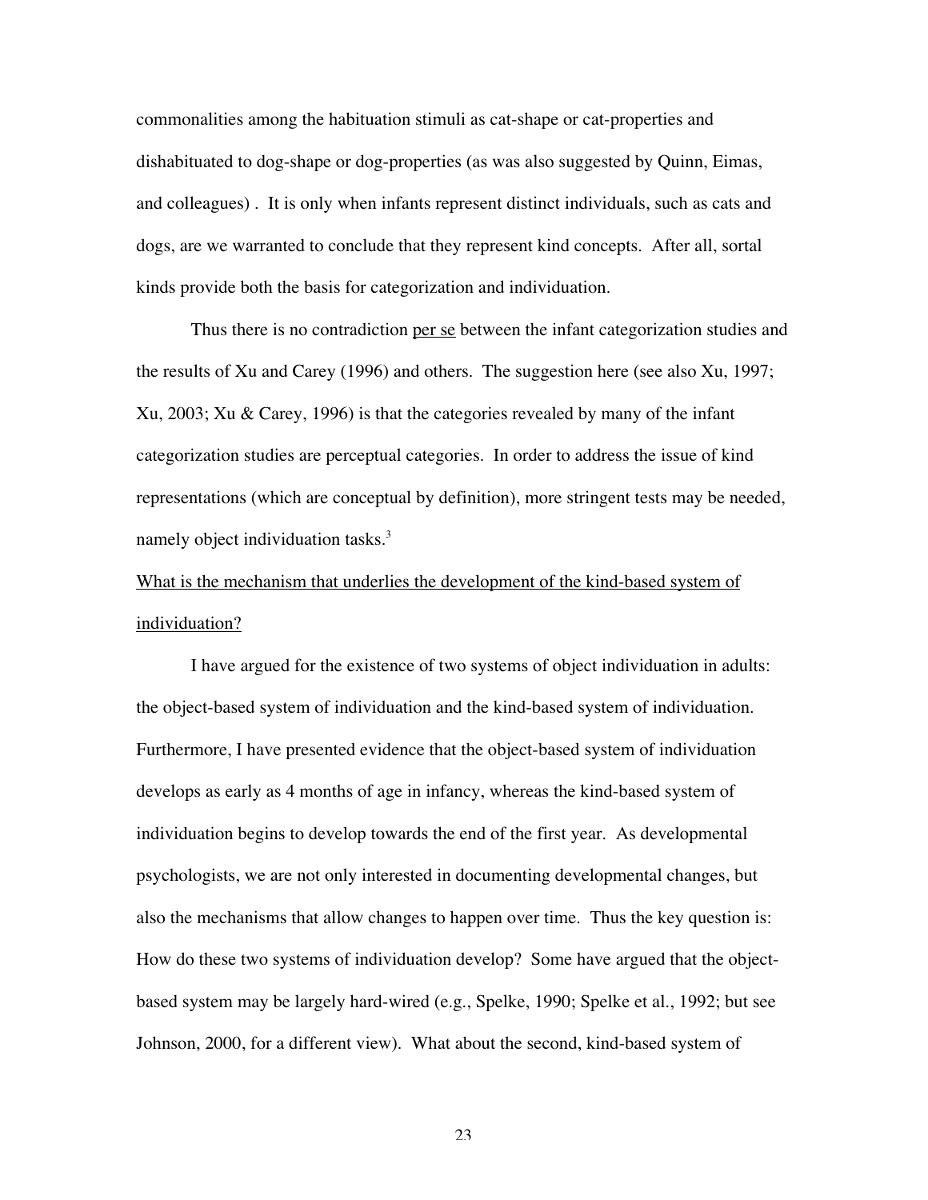commonalities among the habituation stimuli as cat-shape or cat-properties and dishabituated to dog-shape or dog-properties (as was also suggested by Quinn, Eimas, and colleagues) . It is only when infants represent distinct individuals, such as cats and dogs, are we warranted to conclude that they represent kind concepts. After all, sortal kinds provide both the basis for categorization and individuation.

Thus there is no contradiction per se between the infant categorization studies and the results of Xu and Carey (1996) and others. The suggestion here (see also Xu, 1997; Xu, 2003; Xu & Carey, 1996) is that the categories revealed by many of the infant categorization studies are perceptual categories. In order to address the issue of kind representations (which are conceptual by definition), more stringent tests may be needed, namely object individuation tasks.[3]

What is the mechanism that underlies the development of the kind-based system of individuation?

I have argued for the existence of two systems of object individuation in adults: the object-based system of individuation and the kind-based system of individuation. Furthermore, I have presented evidence that the object-based system of individuation develops as early as 4 months of age in infancy, whereas the kind-based system of individuation begins to develop towards the end of the first year. As developmental psychologists, we are not only interested in documenting developmental changes, but also the mechanisms that allow changes to happen over time. Thus the key question is: How do these two systems of individuation develop? Some have argued that the object-based system may be largely hard-wired (e.g., Spelke, 1990; Spelke et al., 1992; but see Johnson, 2000, for a different view). What about the second, kind-based system of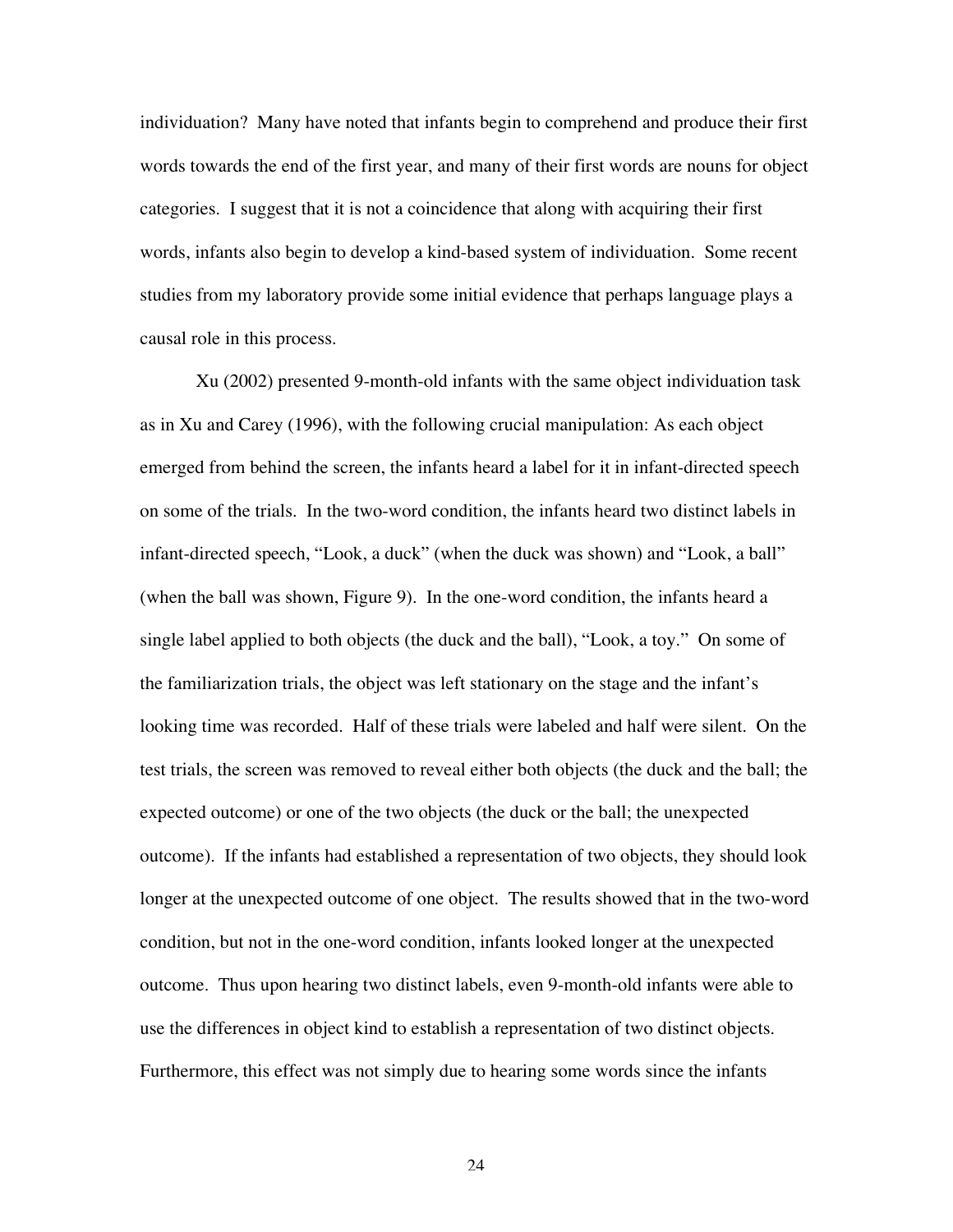individuation? Many have noted that infants begin to comprehend and produce their first words towards the end of the first year, and many of their first words are nouns for object categories. I suggest that it is not a coincidence that along with acquiring their first words, infants also begin to develop a kind-based system of individuation. Some recent studies from my laboratory provide some initial evidence that perhaps language plays a causal role in this process.

Xu (2002) presented 9-month-old infants with the same object individuation task as in Xu and Carey (1996), with the following crucial manipulation: As each object emerged from behind the screen, the infants heard a label for it in infant-directed speech on some of the trials. In the two-word condition, the infants heard two distinct labels in infant-directed speech, "Look, a duck" (when the duck was shown) and "Look, a ball" (when the ball was shown, Figure 9). In the one-word condition, the infants heard a single label applied to both objects (the duck and the ball), "Look, a toy." On some of the familiarization trials, the object was left stationary on the stage and the infant's looking time was recorded. Half of these trials were labeled and half were silent. On the test trials, the screen was removed to reveal either both objects (the duck and the ball; the expected outcome) or one of the two objects (the duck or the ball; the unexpected outcome). If the infants had established a representation of two objects, they should look longer at the unexpected outcome of one object. The results showed that in the two-word condition, but not in the one-word condition, infants looked longer at the unexpected outcome. Thus upon hearing two distinct labels, even 9-month-old infants were able to use the differences in object kind to establish a representation of two distinct objects. Furthermore, this effect was not simply due to hearing some words since the infants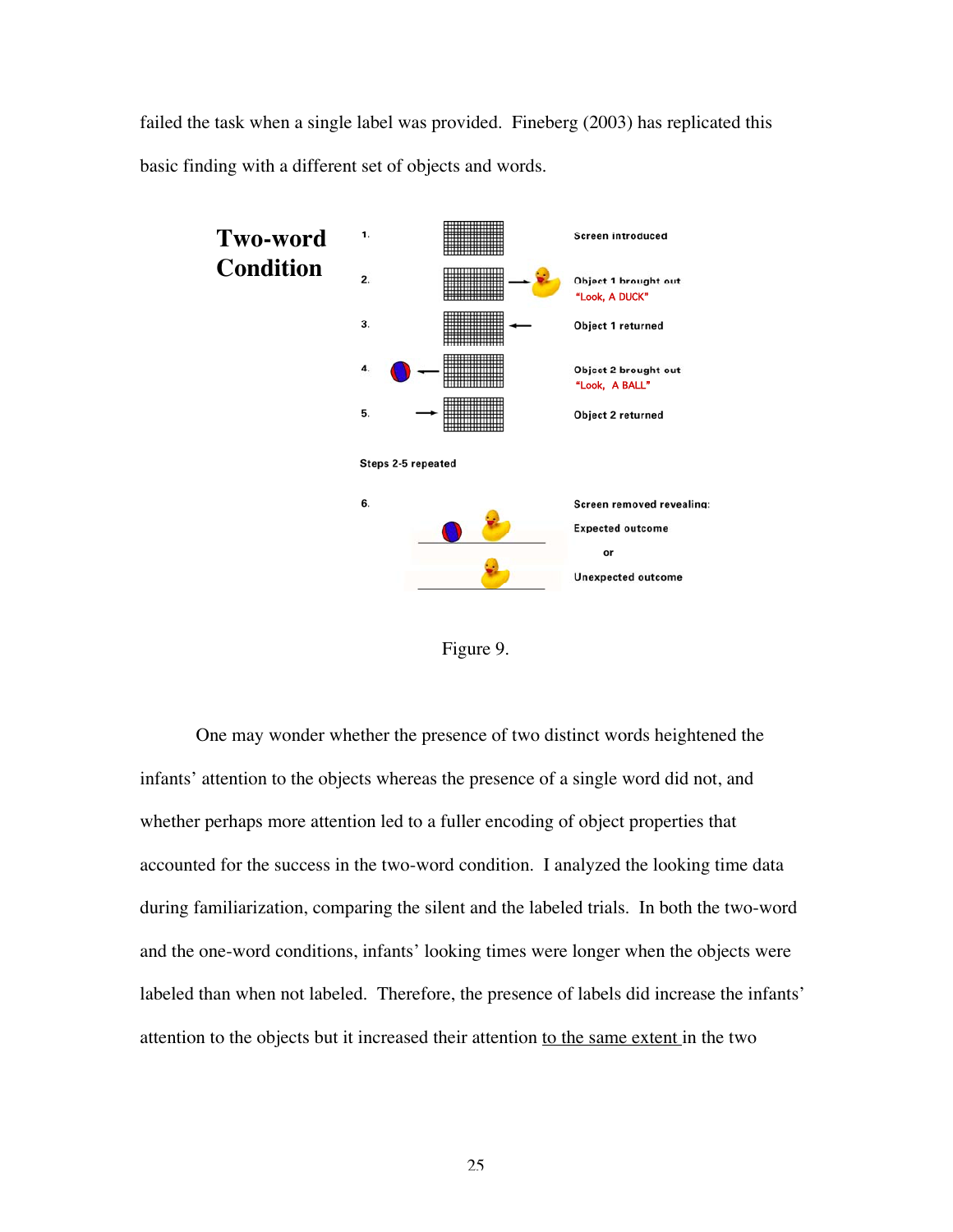failed the task when a single label was provided. Fineberg (2003) has replicated this basic finding with a different set of objects and words.

**Two-word Condition**

1. Screen introduced
2. Object 1 brought out "Look, A DUCK"
3. Object 1 returned
4. Object 2 brought out "Look, A BALL"
5. Object 2 returned

Steps 2-5 repeated

6. Screen removed revealing: Expected outcome or Unexpected outcome

Figure 9.

One may wonder whether the presence of two distinct words heightened the infants' attention to the objects whereas the presence of a single word did not, and whether perhaps more attention led to a fuller encoding of object properties that accounted for the success in the two-word condition. I analyzed the looking time data during familiarization, comparing the silent and the labeled trials. In both the two-word and the one-word conditions, infants' looking times were longer when the objects were labeled than when not labeled. Therefore, the presence of labels did increase the infants' attention to the objects but it increased their attention <u>to the same extent</u> in the two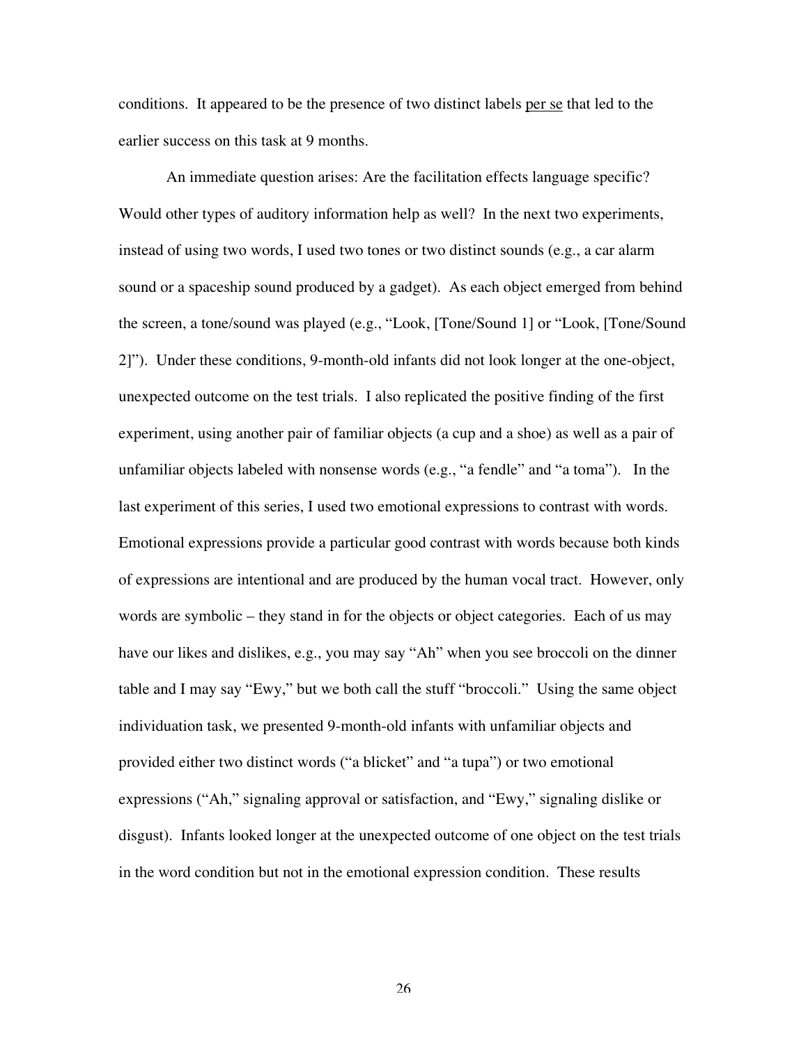conditions. It appeared to be the presence of two distinct labels <u>per se</u> that led to the earlier success on this task at 9 months.

An immediate question arises: Are the facilitation effects language specific? Would other types of auditory information help as well? In the next two experiments, instead of using two words, I used two tones or two distinct sounds (e.g., a car alarm sound or a spaceship sound produced by a gadget). As each object emerged from behind the screen, a tone/sound was played (e.g., "Look, [Tone/Sound 1] or "Look, [Tone/Sound 2]"). Under these conditions, 9-month-old infants did not look longer at the one-object, unexpected outcome on the test trials. I also replicated the positive finding of the first experiment, using another pair of familiar objects (a cup and a shoe) as well as a pair of unfamiliar objects labeled with nonsense words (e.g., "a fendle" and "a toma"). In the last experiment of this series, I used two emotional expressions to contrast with words. Emotional expressions provide a particular good contrast with words because both kinds of expressions are intentional and are produced by the human vocal tract. However, only words are symbolic – they stand in for the objects or object categories. Each of us may have our likes and dislikes, e.g., you may say "Ah" when you see broccoli on the dinner table and I may say "Ewy," but we both call the stuff "broccoli." Using the same object individuation task, we presented 9-month-old infants with unfamiliar objects and provided either two distinct words ("a blicket" and "a tupa") or two emotional expressions ("Ah," signaling approval or satisfaction, and "Ewy," signaling dislike or disgust). Infants looked longer at the unexpected outcome of one object on the test trials in the word condition but not in the emotional expression condition. These results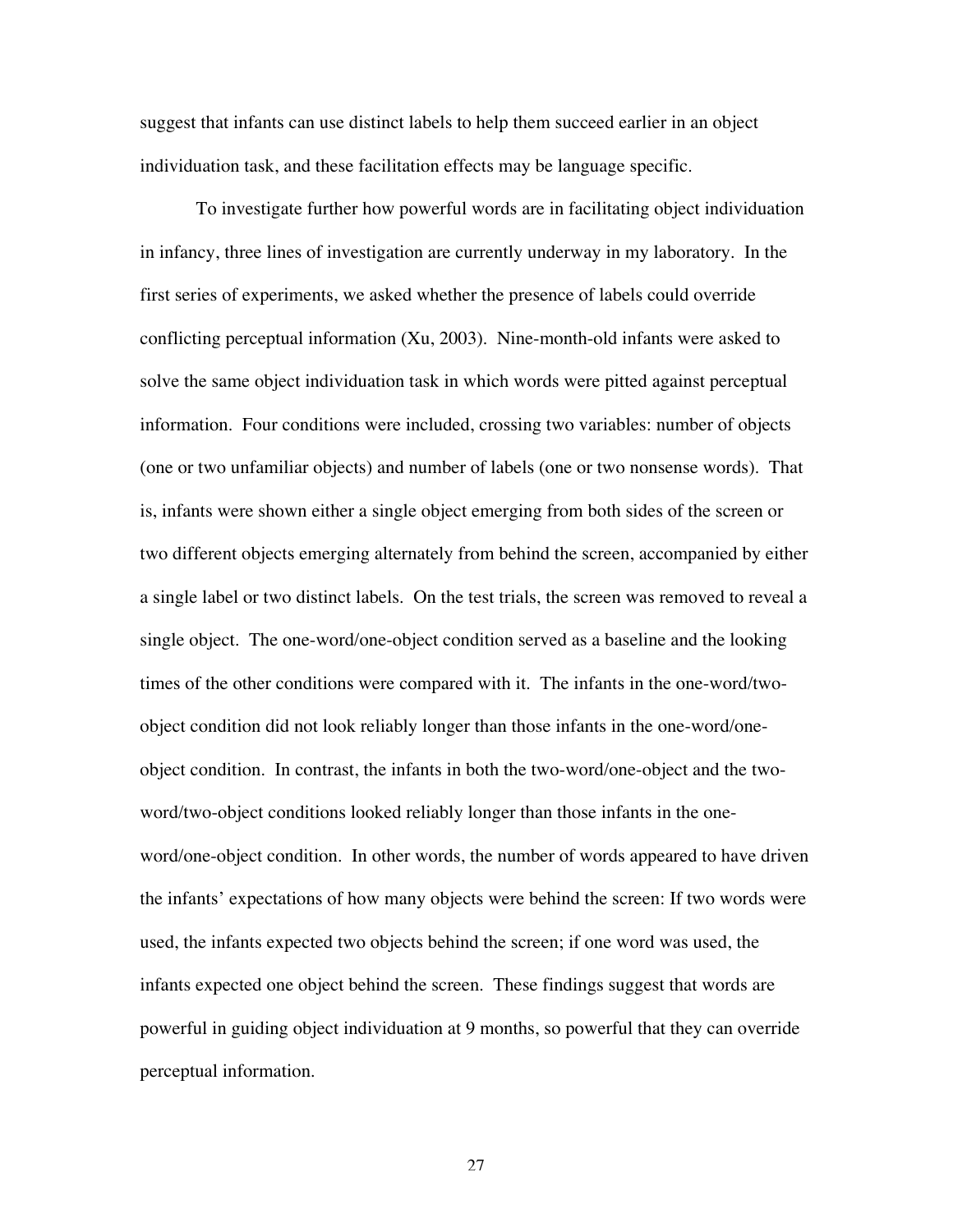suggest that infants can use distinct labels to help them succeed earlier in an object individuation task, and these facilitation effects may be language specific.

To investigate further how powerful words are in facilitating object individuation in infancy, three lines of investigation are currently underway in my laboratory. In the first series of experiments, we asked whether the presence of labels could override conflicting perceptual information (Xu, 2003). Nine-month-old infants were asked to solve the same object individuation task in which words were pitted against perceptual information. Four conditions were included, crossing two variables: number of objects (one or two unfamiliar objects) and number of labels (one or two nonsense words). That is, infants were shown either a single object emerging from both sides of the screen or two different objects emerging alternately from behind the screen, accompanied by either a single label or two distinct labels. On the test trials, the screen was removed to reveal a single object. The one-word/one-object condition served as a baseline and the looking times of the other conditions were compared with it. The infants in the one-word/two-object condition did not look reliably longer than those infants in the one-word/one-object condition. In contrast, the infants in both the two-word/one-object and the two-word/two-object conditions looked reliably longer than those infants in the one-word/one-object condition. In other words, the number of words appeared to have driven the infants' expectations of how many objects were behind the screen: If two words were used, the infants expected two objects behind the screen; if one word was used, the infants expected one object behind the screen. These findings suggest that words are powerful in guiding object individuation at 9 months, so powerful that they can override perceptual information.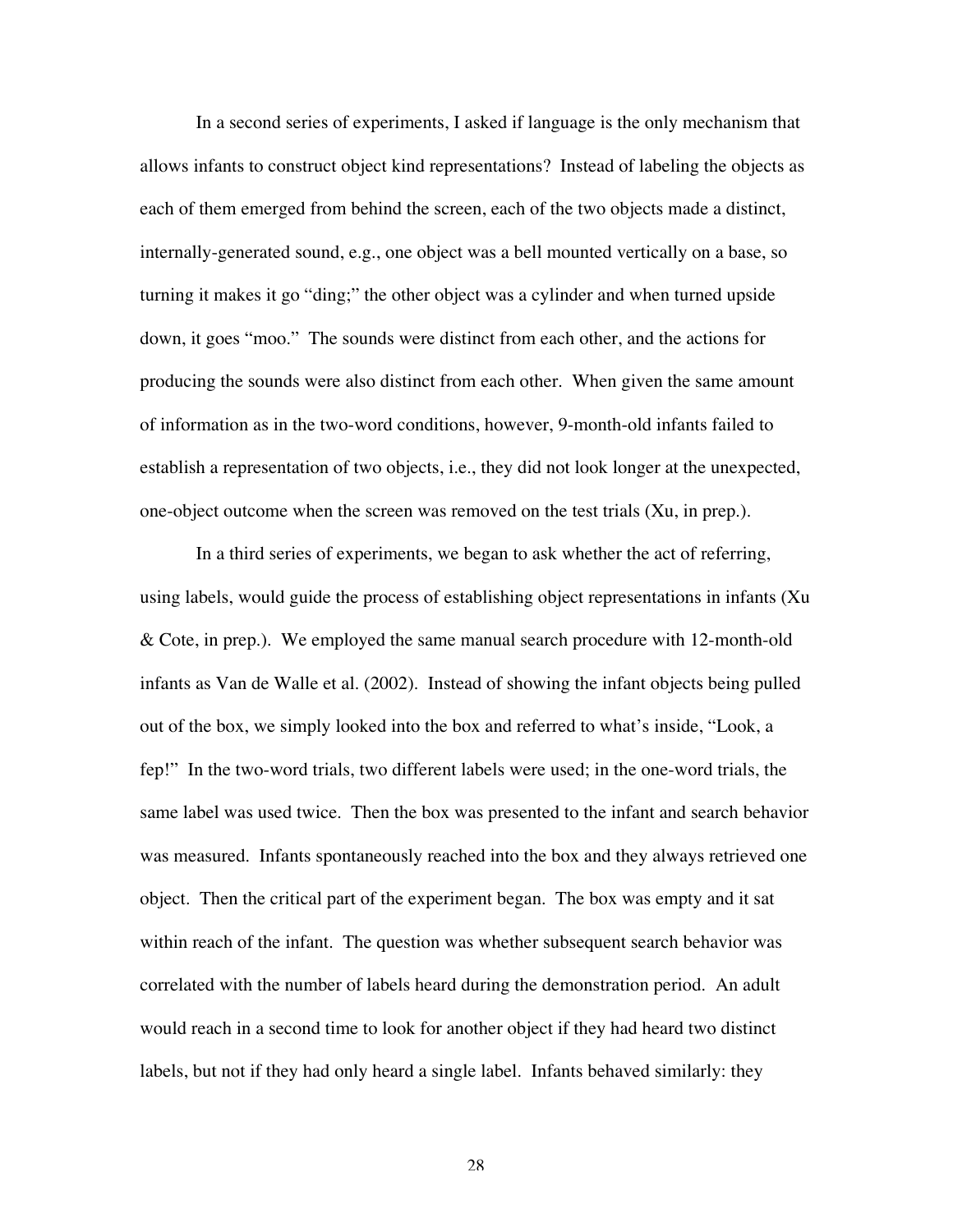In a second series of experiments, I asked if language is the only mechanism that allows infants to construct object kind representations? Instead of labeling the objects as each of them emerged from behind the screen, each of the two objects made a distinct, internally-generated sound, e.g., one object was a bell mounted vertically on a base, so turning it makes it go "ding;" the other object was a cylinder and when turned upside down, it goes "moo." The sounds were distinct from each other, and the actions for producing the sounds were also distinct from each other. When given the same amount of information as in the two-word conditions, however, 9-month-old infants failed to establish a representation of two objects, i.e., they did not look longer at the unexpected, one-object outcome when the screen was removed on the test trials (Xu, in prep.).

In a third series of experiments, we began to ask whether the act of referring, using labels, would guide the process of establishing object representations in infants (Xu & Cote, in prep.). We employed the same manual search procedure with 12-month-old infants as Van de Walle et al. (2002). Instead of showing the infant objects being pulled out of the box, we simply looked into the box and referred to what's inside, "Look, a fep!" In the two-word trials, two different labels were used; in the one-word trials, the same label was used twice. Then the box was presented to the infant and search behavior was measured. Infants spontaneously reached into the box and they always retrieved one object. Then the critical part of the experiment began. The box was empty and it sat within reach of the infant. The question was whether subsequent search behavior was correlated with the number of labels heard during the demonstration period. An adult would reach in a second time to look for another object if they had heard two distinct labels, but not if they had only heard a single label. Infants behaved similarly: they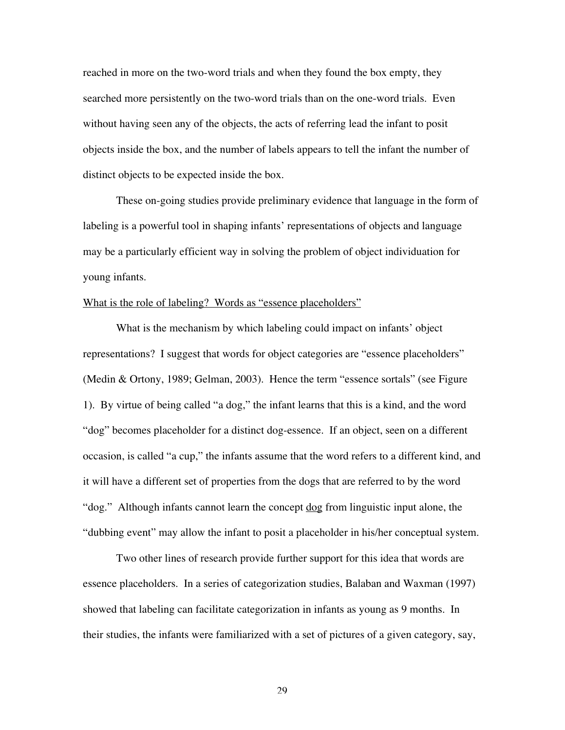reached in more on the two-word trials and when they found the box empty, they searched more persistently on the two-word trials than on the one-word trials. Even without having seen any of the objects, the acts of referring lead the infant to posit objects inside the box, and the number of labels appears to tell the infant the number of distinct objects to be expected inside the box.

These on-going studies provide preliminary evidence that language in the form of labeling is a powerful tool in shaping infants' representations of objects and language may be a particularly efficient way in solving the problem of object individuation for young infants.

<u>What is the role of labeling? Words as "essence placeholders"</u>

What is the mechanism by which labeling could impact on infants' object representations? I suggest that words for object categories are "essence placeholders" (Medin & Ortony, 1989; Gelman, 2003). Hence the term "essence sortals" (see Figure 1). By virtue of being called "a dog," the infant learns that this is a kind, and the word "dog" becomes placeholder for a distinct dog-essence. If an object, seen on a different occasion, is called "a cup," the infants assume that the word refers to a different kind, and it will have a different set of properties from the dogs that are referred to by the word "dog." Although infants cannot learn the concept <u>dog</u> from linguistic input alone, the "dubbing event" may allow the infant to posit a placeholder in his/her conceptual system.

Two other lines of research provide further support for this idea that words are essence placeholders. In a series of categorization studies, Balaban and Waxman (1997) showed that labeling can facilitate categorization in infants as young as 9 months. In their studies, the infants were familiarized with a set of pictures of a given category, say,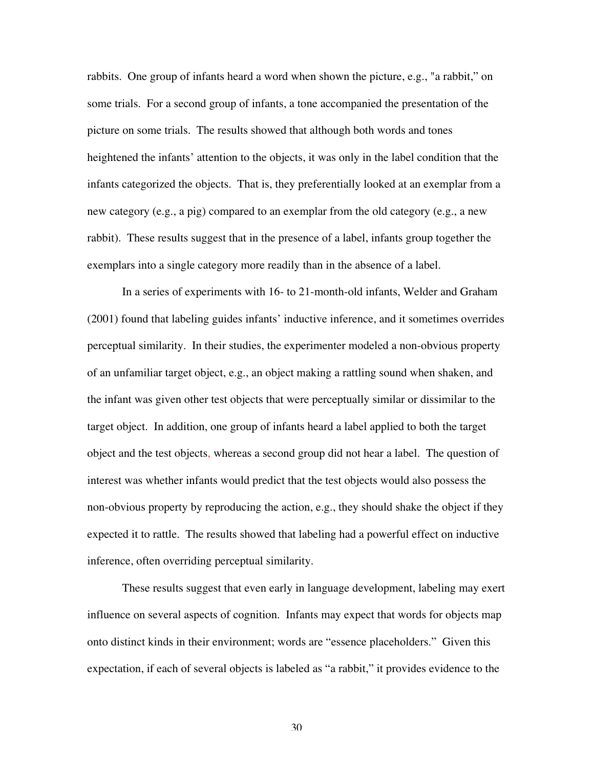rabbits. One group of infants heard a word when shown the picture, e.g., "a rabbit," on some trials. For a second group of infants, a tone accompanied the presentation of the picture on some trials. The results showed that although both words and tones heightened the infants' attention to the objects, it was only in the label condition that the infants categorized the objects. That is, they preferentially looked at an exemplar from a new category (e.g., a pig) compared to an exemplar from the old category (e.g., a new rabbit). These results suggest that in the presence of a label, infants group together the exemplars into a single category more readily than in the absence of a label.

In a series of experiments with 16- to 21-month-old infants, Welder and Graham (2001) found that labeling guides infants' inductive inference, and it sometimes overrides perceptual similarity. In their studies, the experimenter modeled a non-obvious property of an unfamiliar target object, e.g., an object making a rattling sound when shaken, and the infant was given other test objects that were perceptually similar or dissimilar to the target object. In addition, one group of infants heard a label applied to both the target object and the test objects, whereas a second group did not hear a label. The question of interest was whether infants would predict that the test objects would also possess the non-obvious property by reproducing the action, e.g., they should shake the object if they expected it to rattle. The results showed that labeling had a powerful effect on inductive inference, often overriding perceptual similarity.

These results suggest that even early in language development, labeling may exert influence on several aspects of cognition. Infants may expect that words for objects map onto distinct kinds in their environment; words are "essence placeholders." Given this expectation, if each of several objects is labeled as "a rabbit," it provides evidence to the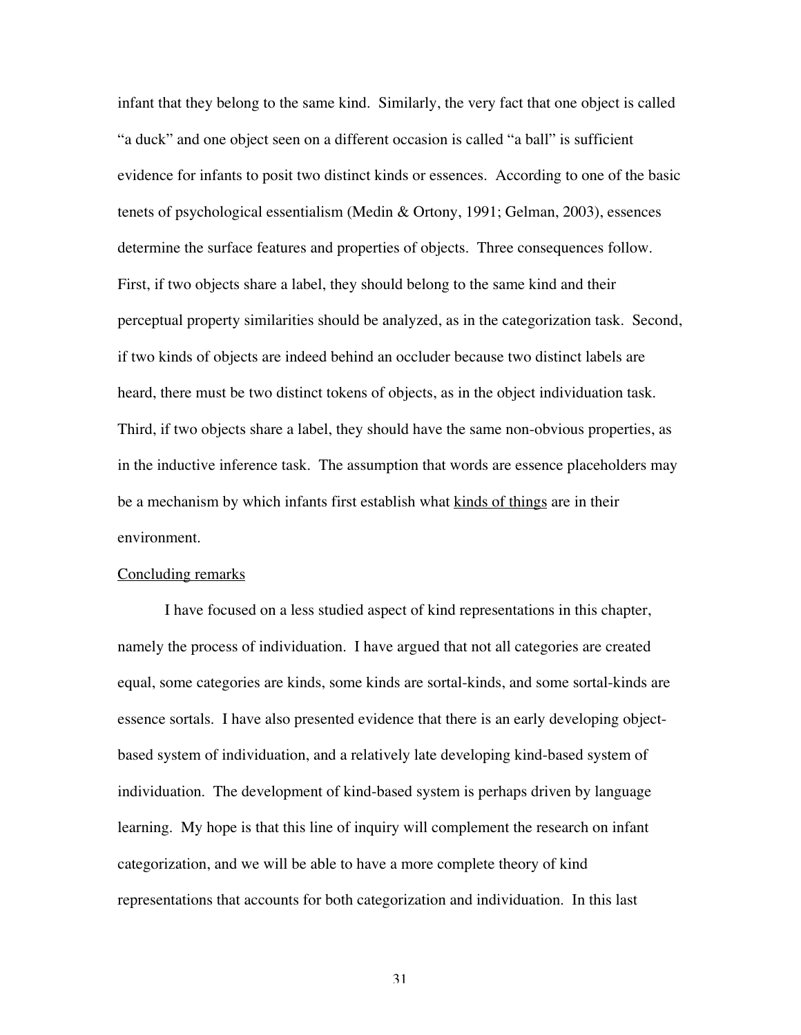infant that they belong to the same kind. Similarly, the very fact that one object is called "a duck" and one object seen on a different occasion is called "a ball" is sufficient evidence for infants to posit two distinct kinds or essences. According to one of the basic tenets of psychological essentialism (Medin & Ortony, 1991; Gelman, 2003), essences determine the surface features and properties of objects. Three consequences follow. First, if two objects share a label, they should belong to the same kind and their perceptual property similarities should be analyzed, as in the categorization task. Second, if two kinds of objects are indeed behind an occluder because two distinct labels are heard, there must be two distinct tokens of objects, as in the object individuation task. Third, if two objects share a label, they should have the same non-obvious properties, as in the inductive inference task. The assumption that words are essence placeholders may be a mechanism by which infants first establish what <u>kinds of things</u> are in their environment.

<u>Concluding remarks</u>

I have focused on a less studied aspect of kind representations in this chapter, namely the process of individuation. I have argued that not all categories are created equal, some categories are kinds, some kinds are sortal-kinds, and some sortal-kinds are essence sortals. I have also presented evidence that there is an early developing object-based system of individuation, and a relatively late developing kind-based system of individuation. The development of kind-based system is perhaps driven by language learning. My hope is that this line of inquiry will complement the research on infant categorization, and we will be able to have a more complete theory of kind representations that accounts for both categorization and individuation. In this last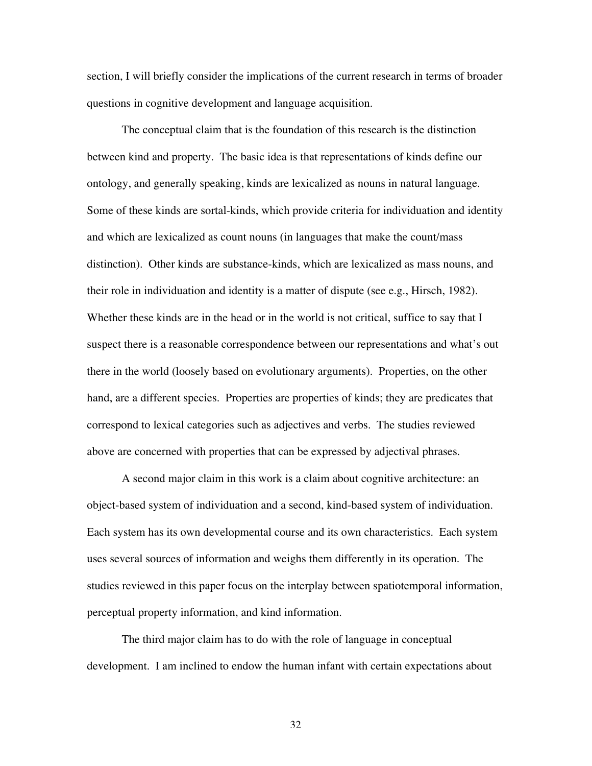section, I will briefly consider the implications of the current research in terms of broader questions in cognitive development and language acquisition.

The conceptual claim that is the foundation of this research is the distinction between kind and property. The basic idea is that representations of kinds define our ontology, and generally speaking, kinds are lexicalized as nouns in natural language. Some of these kinds are sortal-kinds, which provide criteria for individuation and identity and which are lexicalized as count nouns (in languages that make the count/mass distinction). Other kinds are substance-kinds, which are lexicalized as mass nouns, and their role in individuation and identity is a matter of dispute (see e.g., Hirsch, 1982). Whether these kinds are in the head or in the world is not critical, suffice to say that I suspect there is a reasonable correspondence between our representations and what's out there in the world (loosely based on evolutionary arguments). Properties, on the other hand, are a different species. Properties are properties of kinds; they are predicates that correspond to lexical categories such as adjectives and verbs. The studies reviewed above are concerned with properties that can be expressed by adjectival phrases.

A second major claim in this work is a claim about cognitive architecture: an object-based system of individuation and a second, kind-based system of individuation. Each system has its own developmental course and its own characteristics. Each system uses several sources of information and weighs them differently in its operation. The studies reviewed in this paper focus on the interplay between spatiotemporal information, perceptual property information, and kind information.

The third major claim has to do with the role of language in conceptual development. I am inclined to endow the human infant with certain expectations about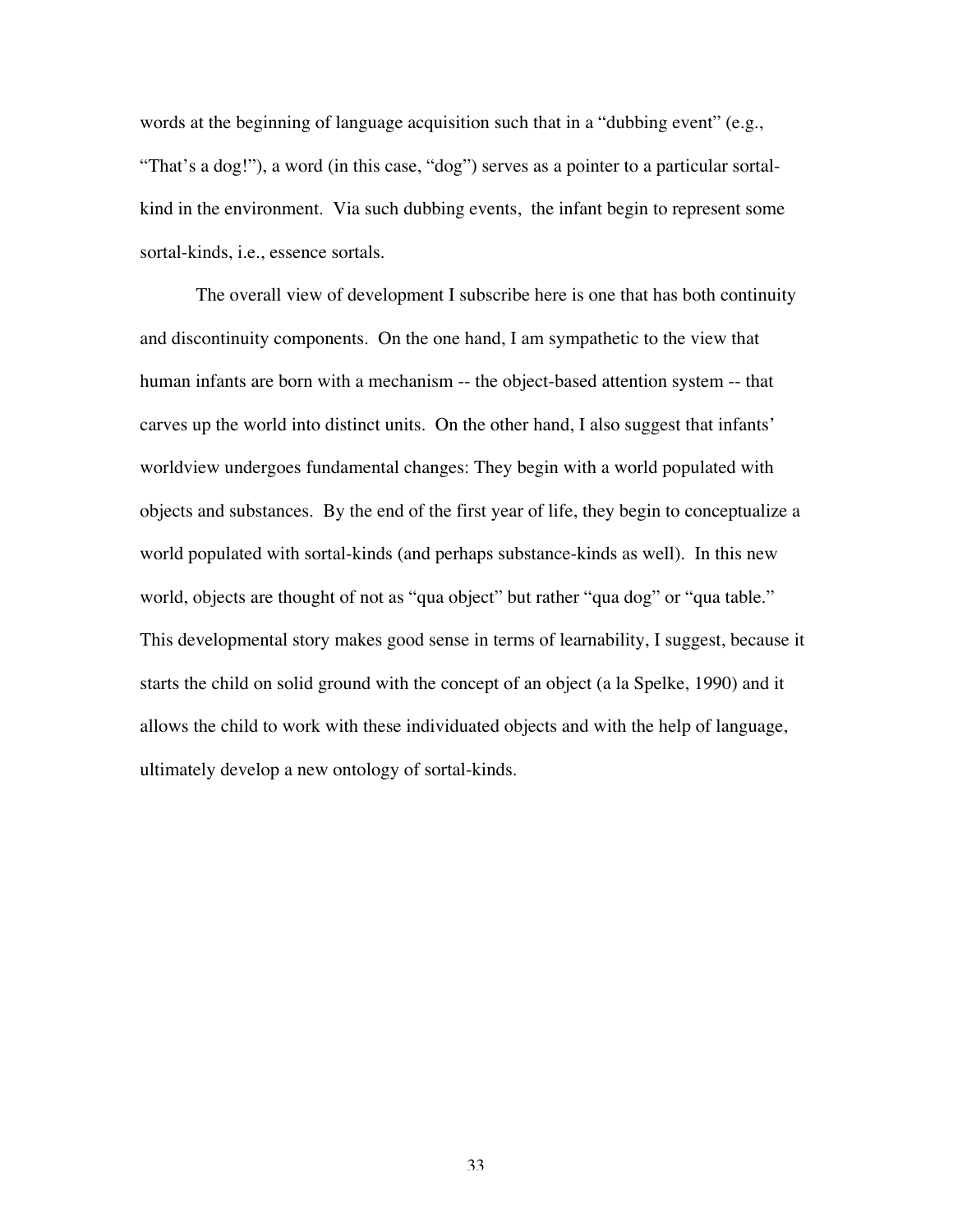words at the beginning of language acquisition such that in a "dubbing event" (e.g., "That's a dog!"), a word (in this case, "dog") serves as a pointer to a particular sortal-kind in the environment. Via such dubbing events, the infant begin to represent some sortal-kinds, i.e., essence sortals.

The overall view of development I subscribe here is one that has both continuity and discontinuity components. On the one hand, I am sympathetic to the view that human infants are born with a mechanism -- the object-based attention system -- that carves up the world into distinct units. On the other hand, I also suggest that infants' worldview undergoes fundamental changes: They begin with a world populated with objects and substances. By the end of the first year of life, they begin to conceptualize a world populated with sortal-kinds (and perhaps substance-kinds as well). In this new world, objects are thought of not as "qua object" but rather "qua dog" or "qua table." This developmental story makes good sense in terms of learnability, I suggest, because it starts the child on solid ground with the concept of an object (a la Spelke, 1990) and it allows the child to work with these individuated objects and with the help of language, ultimately develop a new ontology of sortal-kinds.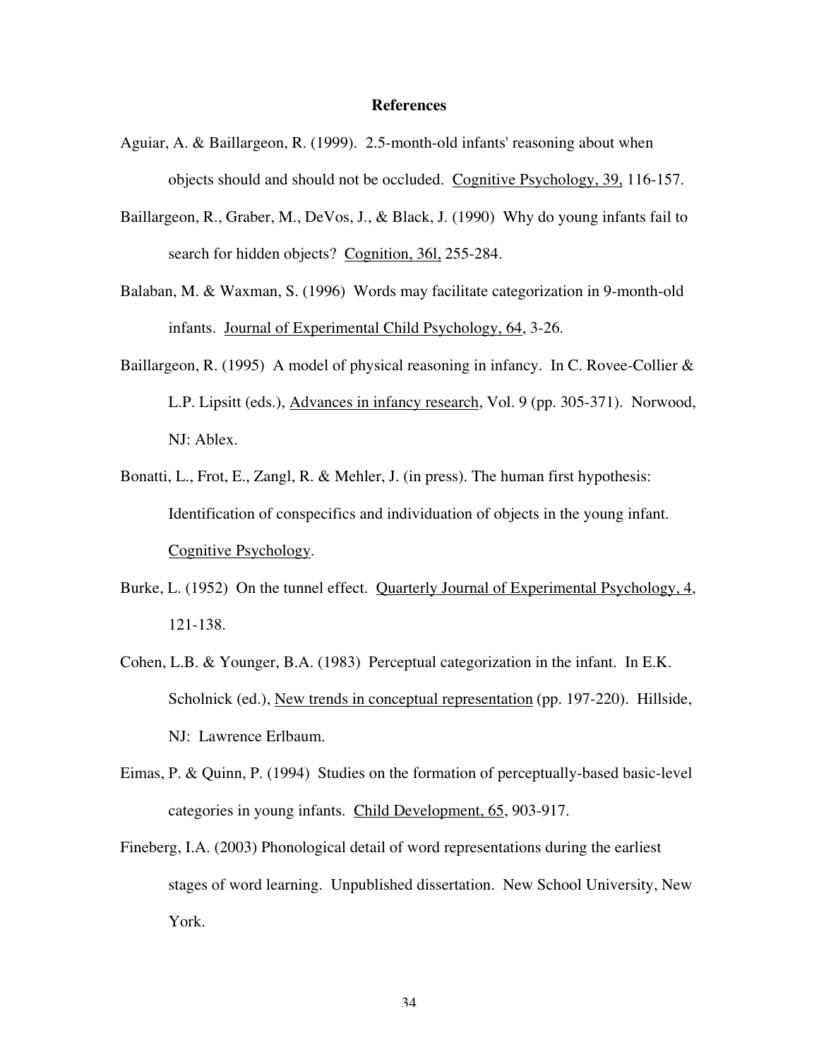## References

Aguiar, A. & Baillargeon, R. (1999). 2.5-month-old infants' reasoning about when objects should and should not be occluded. Cognitive Psychology, 39, 116-157.

Baillargeon, R., Graber, M., DeVos, J., & Black, J. (1990) Why do young infants fail to search for hidden objects? Cognition, 36l, 255-284.

Balaban, M. & Waxman, S. (1996) Words may facilitate categorization in 9-month-old infants. Journal of Experimental Child Psychology, 64, 3-26.

Baillargeon, R. (1995) A model of physical reasoning in infancy. In C. Rovee-Collier & L.P. Lipsitt (eds.), Advances in infancy research, Vol. 9 (pp. 305-371). Norwood, NJ: Ablex.

Bonatti, L., Frot, E., Zangl, R. & Mehler, J. (in press). The human first hypothesis: Identification of conspecifics and individuation of objects in the young infant. Cognitive Psychology.

Burke, L. (1952) On the tunnel effect. Quarterly Journal of Experimental Psychology, 4, 121-138.

Cohen, L.B. & Younger, B.A. (1983) Perceptual categorization in the infant. In E.K. Scholnick (ed.), New trends in conceptual representation (pp. 197-220). Hillside, NJ: Lawrence Erlbaum.

Eimas, P. & Quinn, P. (1994) Studies on the formation of perceptually-based basic-level categories in young infants. Child Development, 65, 903-917.

Fineberg, I.A. (2003) Phonological detail of word representations during the earliest stages of word learning. Unpublished dissertation. New School University, New York.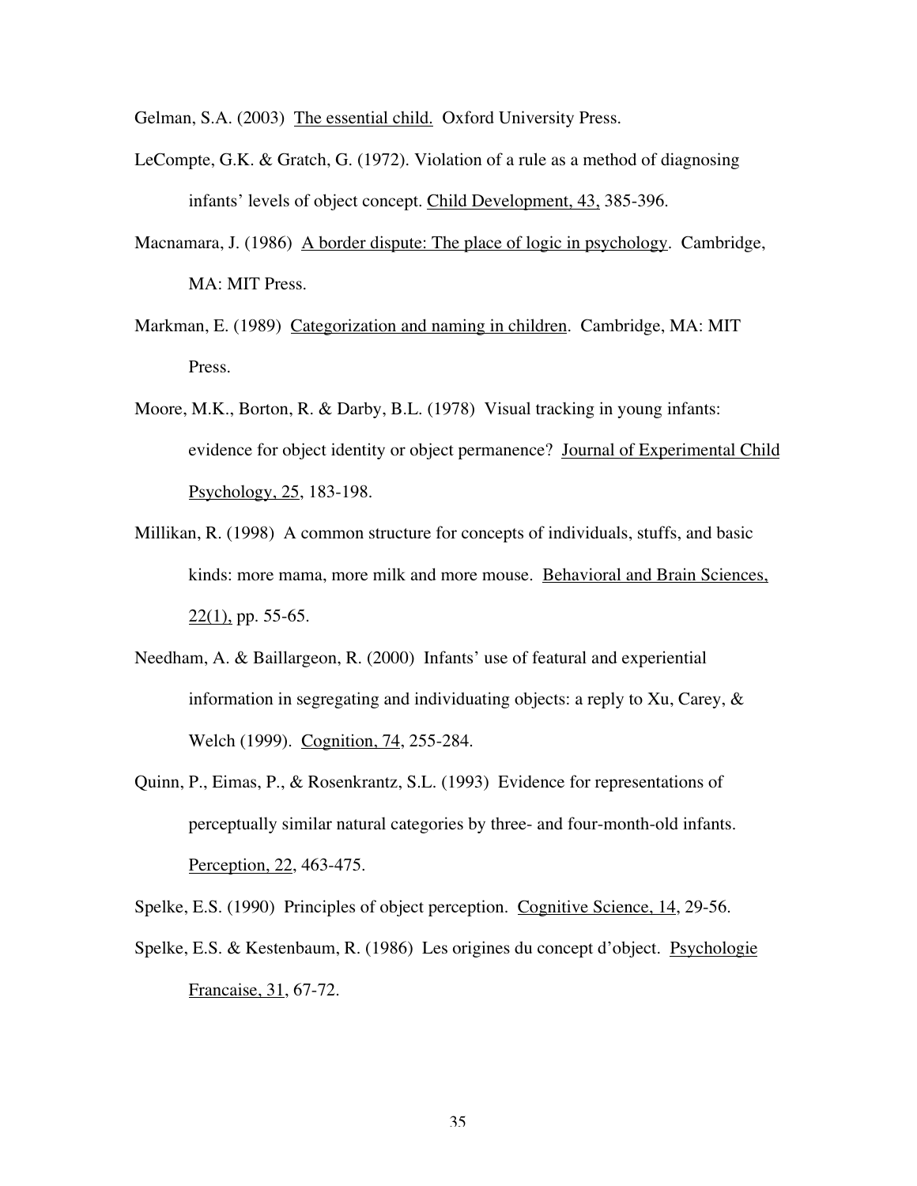Gelman, S.A. (2003) The essential child. Oxford University Press.

LeCompte, G.K. & Gratch, G. (1972). Violation of a rule as a method of diagnosing infants' levels of object concept. Child Development, 43, 385-396.

Macnamara, J. (1986) A border dispute: The place of logic in psychology. Cambridge, MA: MIT Press.

Markman, E. (1989) Categorization and naming in children. Cambridge, MA: MIT Press.

Moore, M.K., Borton, R. & Darby, B.L. (1978) Visual tracking in young infants: evidence for object identity or object permanence? Journal of Experimental Child Psychology, 25, 183-198.

Millikan, R. (1998) A common structure for concepts of individuals, stuffs, and basic kinds: more mama, more milk and more mouse. Behavioral and Brain Sciences, 22(1), pp. 55-65.

Needham, A. & Baillargeon, R. (2000) Infants' use of featural and experiential information in segregating and individuating objects: a reply to Xu, Carey, & Welch (1999). Cognition, 74, 255-284.

Quinn, P., Eimas, P., & Rosenkrantz, S.L. (1993) Evidence for representations of perceptually similar natural categories by three- and four-month-old infants. Perception, 22, 463-475.

Spelke, E.S. (1990) Principles of object perception. Cognitive Science, 14, 29-56.

Spelke, E.S. & Kestenbaum, R. (1986) Les origines du concept d'object. Psychologie Francaise, 31, 67-72.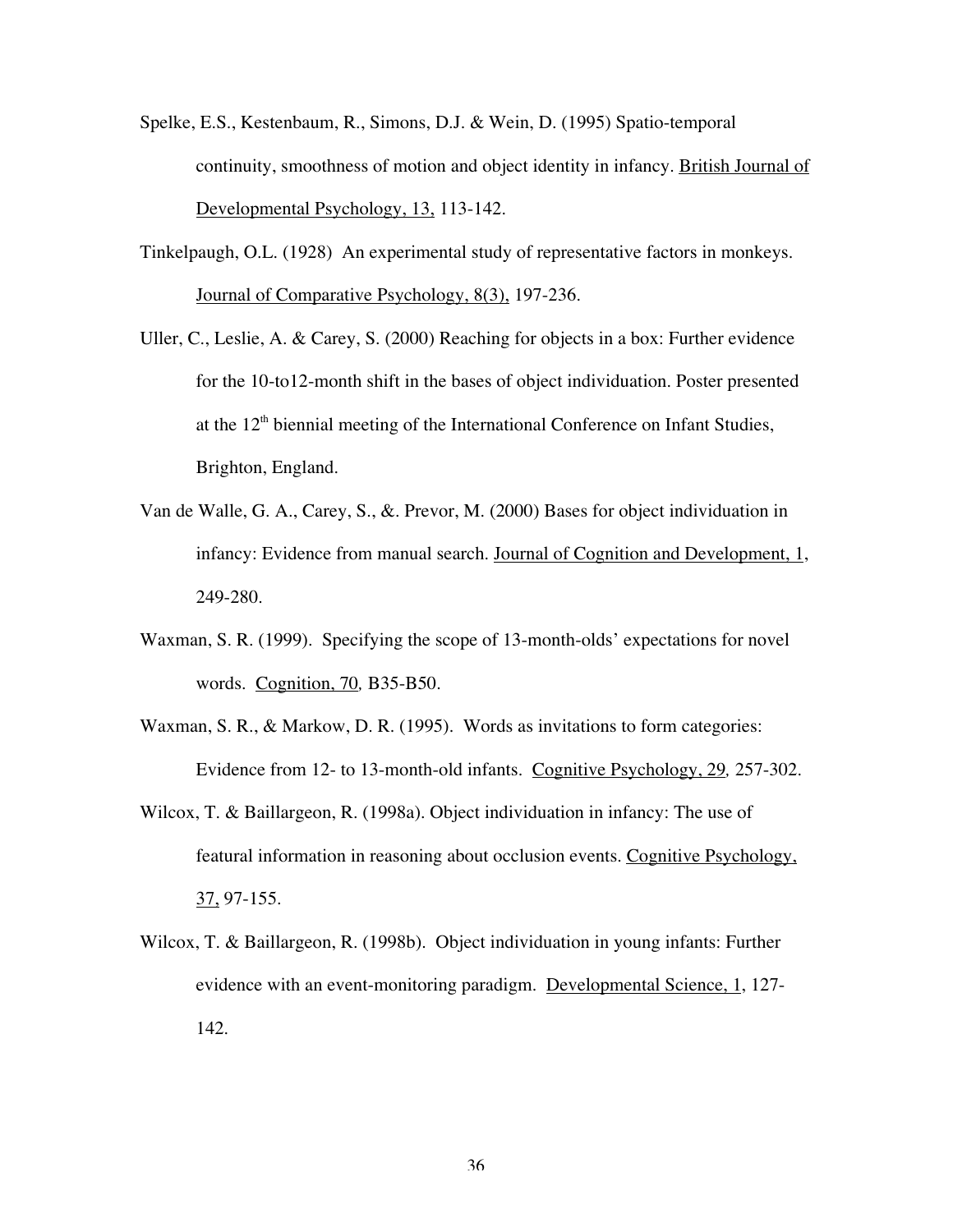Spelke, E.S., Kestenbaum, R., Simons, D.J. & Wein, D. (1995) Spatio-temporal continuity, smoothness of motion and object identity in infancy. British Journal of Developmental Psychology, 13, 113-142.

Tinkelpaugh, O.L. (1928) An experimental study of representative factors in monkeys. Journal of Comparative Psychology, 8(3), 197-236.

Uller, C., Leslie, A. & Carey, S. (2000) Reaching for objects in a box: Further evidence for the 10-to12-month shift in the bases of object individuation. Poster presented at the 12th biennial meeting of the International Conference on Infant Studies, Brighton, England.

Van de Walle, G. A., Carey, S., &. Prevor, M. (2000) Bases for object individuation in infancy: Evidence from manual search. Journal of Cognition and Development, 1, 249-280.

Waxman, S. R. (1999). Specifying the scope of 13-month-olds' expectations for novel words. Cognition, 70, B35-B50.

Waxman, S. R., & Markow, D. R. (1995). Words as invitations to form categories: Evidence from 12- to 13-month-old infants. Cognitive Psychology, 29, 257-302.

Wilcox, T. & Baillargeon, R. (1998a). Object individuation in infancy: The use of featural information in reasoning about occlusion events. Cognitive Psychology, 37, 97-155.

Wilcox, T. & Baillargeon, R. (1998b). Object individuation in young infants: Further evidence with an event-monitoring paradigm. Developmental Science, 1, 127-142.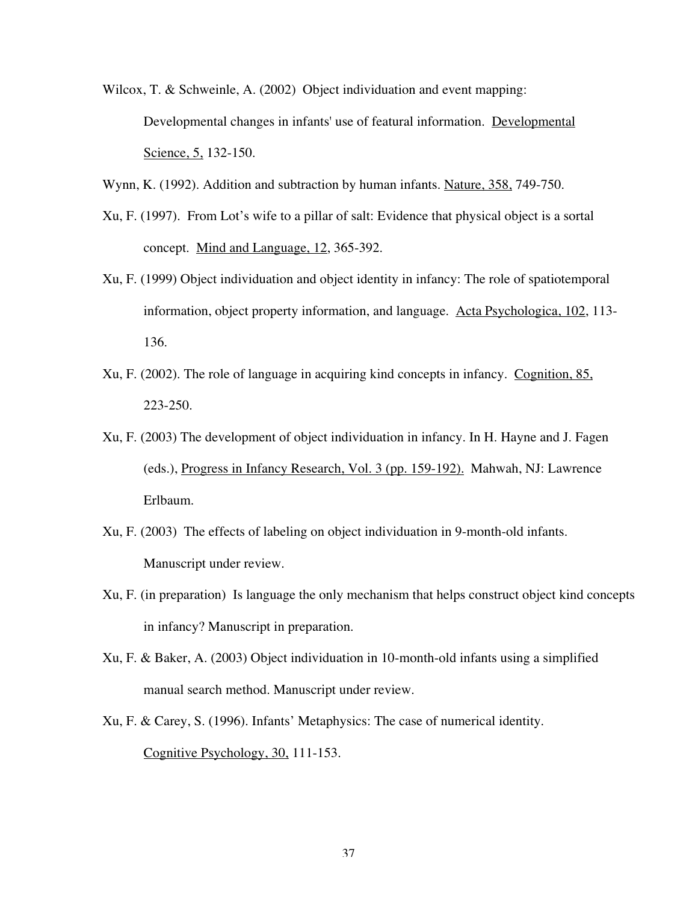Wilcox, T. & Schweinle, A. (2002) Object individuation and event mapping: Developmental changes in infants' use of featural information. Developmental Science, 5, 132-150.

Wynn, K. (1992). Addition and subtraction by human infants. Nature, 358, 749-750.

Xu, F. (1997). From Lot's wife to a pillar of salt: Evidence that physical object is a sortal concept. Mind and Language, 12, 365-392.

Xu, F. (1999) Object individuation and object identity in infancy: The role of spatiotemporal information, object property information, and language. Acta Psychologica, 102, 113-136.

Xu, F. (2002). The role of language in acquiring kind concepts in infancy. Cognition, 85, 223-250.

Xu, F. (2003) The development of object individuation in infancy. In H. Hayne and J. Fagen (eds.), Progress in Infancy Research, Vol. 3 (pp. 159-192). Mahwah, NJ: Lawrence Erlbaum.

Xu, F. (2003) The effects of labeling on object individuation in 9-month-old infants. Manuscript under review.

Xu, F. (in preparation) Is language the only mechanism that helps construct object kind concepts in infancy? Manuscript in preparation.

Xu, F. & Baker, A. (2003) Object individuation in 10-month-old infants using a simplified manual search method. Manuscript under review.

Xu, F. & Carey, S. (1996). Infants' Metaphysics: The case of numerical identity. Cognitive Psychology, 30, 111-153.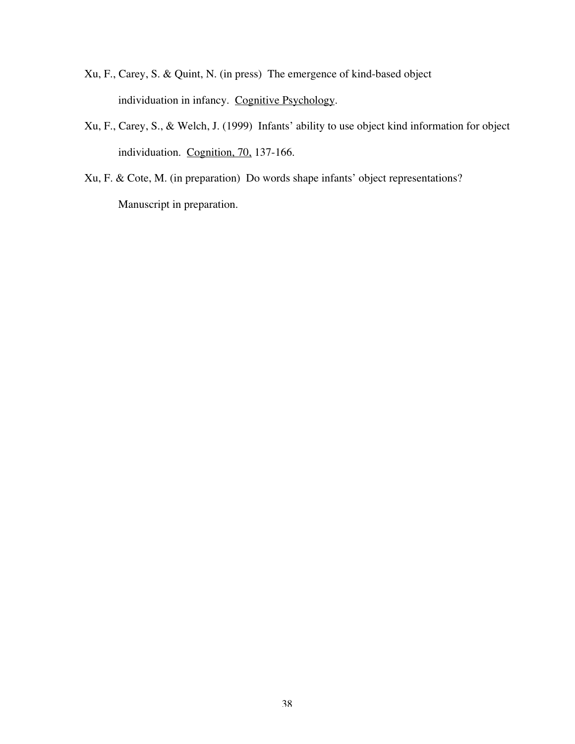Xu, F., Carey, S. & Quint, N. (in press) The emergence of kind-based object individuation in infancy. Cognitive Psychology.

Xu, F., Carey, S., & Welch, J. (1999) Infants' ability to use object kind information for object individuation. Cognition, 70, 137-166.

Xu, F. & Cote, M. (in preparation) Do words shape infants' object representations? Manuscript in preparation.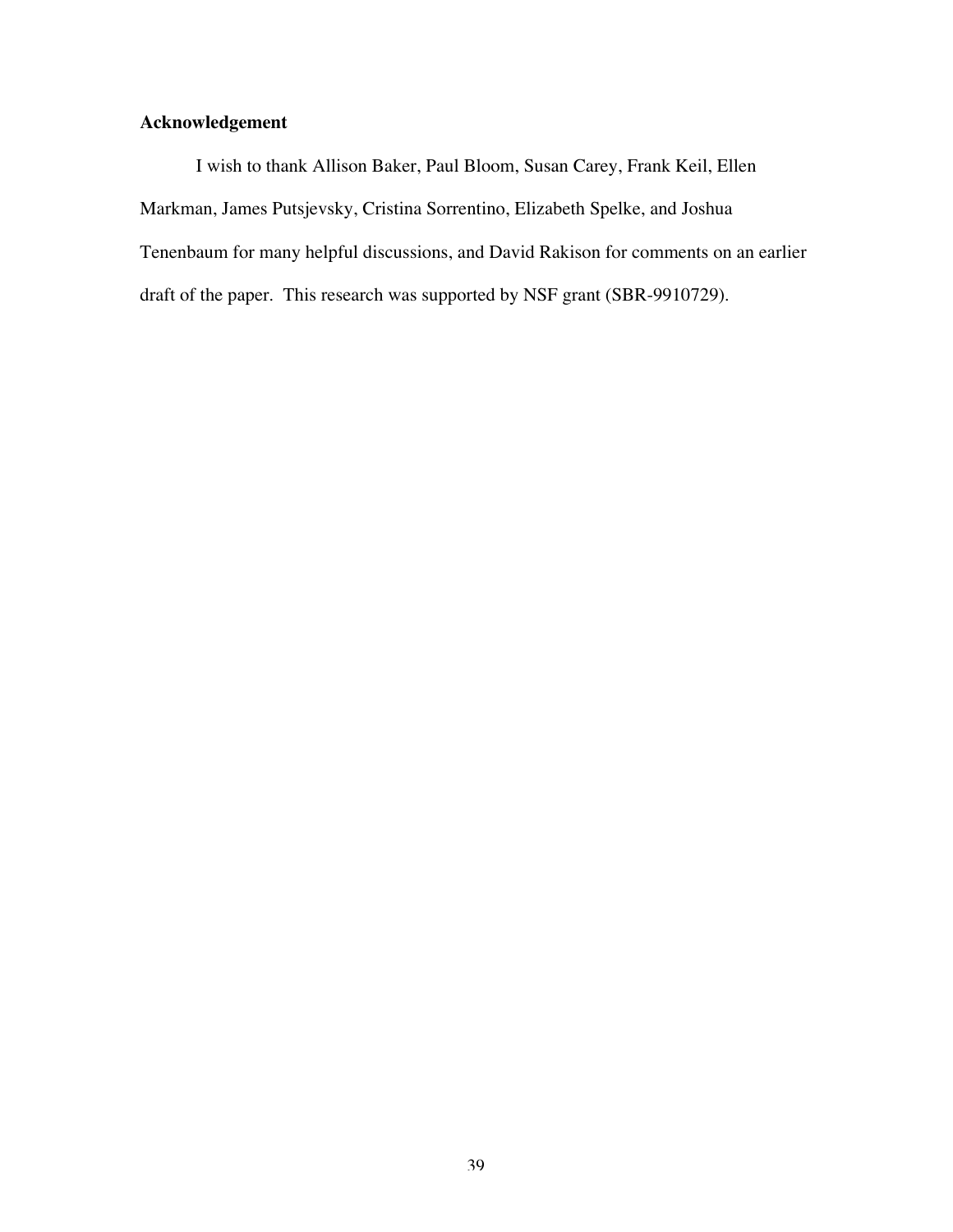## Acknowledgement

I wish to thank Allison Baker, Paul Bloom, Susan Carey, Frank Keil, Ellen Markman, James Putsjevsky, Cristina Sorrentino, Elizabeth Spelke, and Joshua Tenenbaum for many helpful discussions, and David Rakison for comments on an earlier draft of the paper. This research was supported by NSF grant (SBR-9910729).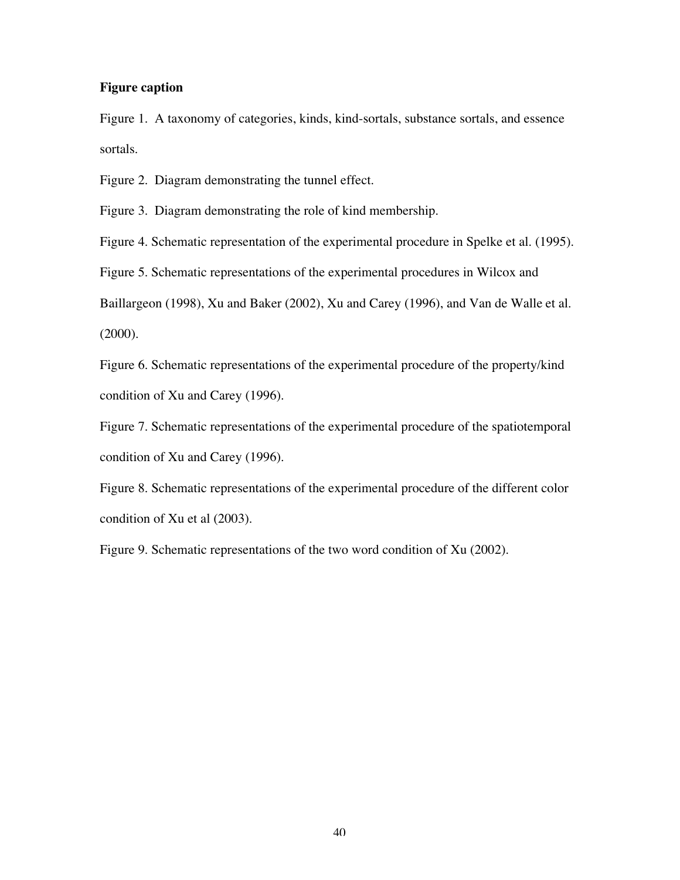**Figure caption**

Figure 1. A taxonomy of categories, kinds, kind-sortals, substance sortals, and essence sortals.

Figure 2. Diagram demonstrating the tunnel effect.

Figure 3. Diagram demonstrating the role of kind membership.

Figure 4. Schematic representation of the experimental procedure in Spelke et al. (1995).

Figure 5. Schematic representations of the experimental procedures in Wilcox and Baillargeon (1998), Xu and Baker (2002), Xu and Carey (1996), and Van de Walle et al. (2000).

Figure 6. Schematic representations of the experimental procedure of the property/kind condition of Xu and Carey (1996).

Figure 7. Schematic representations of the experimental procedure of the spatiotemporal condition of Xu and Carey (1996).

Figure 8. Schematic representations of the experimental procedure of the different color condition of Xu et al (2003).

Figure 9. Schematic representations of the two word condition of Xu (2002).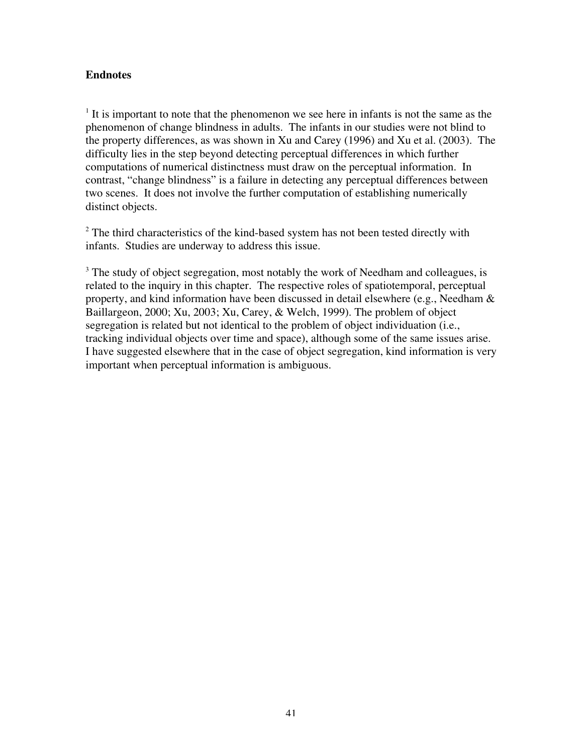**Endnotes**

[1] It is important to note that the phenomenon we see here in infants is not the same as the phenomenon of change blindness in adults. The infants in our studies were not blind to the property differences, as was shown in Xu and Carey (1996) and Xu et al. (2003). The difficulty lies in the step beyond detecting perceptual differences in which further computations of numerical distinctness must draw on the perceptual information. In contrast, "change blindness" is a failure in detecting any perceptual differences between two scenes. It does not involve the further computation of establishing numerically distinct objects.

[2] The third characteristics of the kind-based system has not been tested directly with infants. Studies are underway to address this issue.

[3] The study of object segregation, most notably the work of Needham and colleagues, is related to the inquiry in this chapter. The respective roles of spatiotemporal, perceptual property, and kind information have been discussed in detail elsewhere (e.g., Needham & Baillargeon, 2000; Xu, 2003; Xu, Carey, & Welch, 1999). The problem of object segregation is related but not identical to the problem of object individuation (i.e., tracking individual objects over time and space), although some of the same issues arise. I have suggested elsewhere that in the case of object segregation, kind information is very important when perceptual information is ambiguous.